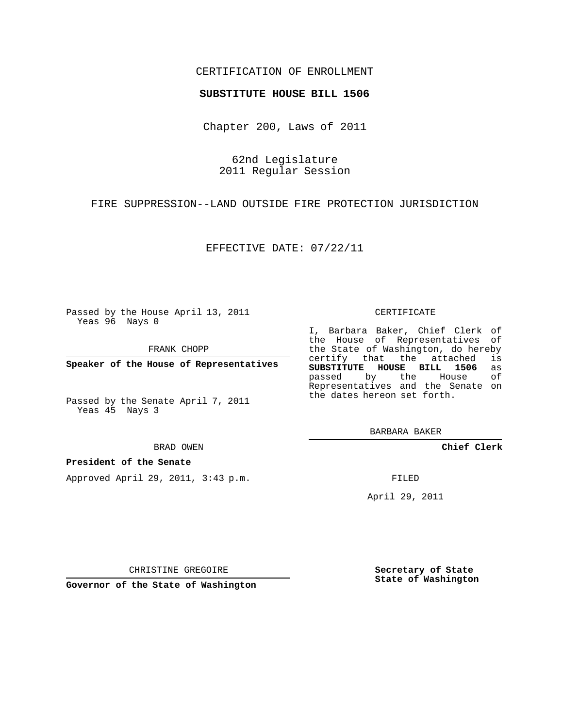CERTIFICATION OF ENROLLMENT

**SUBSTITUTE HOUSE BILL 1506**

Chapter 200, Laws of 2011

62nd Legislature
2011 Regular Session

FIRE SUPPRESSION--LAND OUTSIDE FIRE PROTECTION JURISDICTION

EFFECTIVE DATE: 07/22/11

Passed by the House April 13, 2011
Yeas 96 Nays 0

FRANK CHOPP

**Speaker of the House of Representatives**

Passed by the Senate April 7, 2011
Yeas 45 Nays 3

BRAD OWEN

**President of the Senate**

Approved April 29, 2011, 3:43 p.m.

CHRISTINE GREGOIRE

**Governor of the State of Washington**

CERTIFICATE

I, Barbara Baker, Chief Clerk of the House of Representatives of the State of Washington, do hereby certify that the attached is **SUBSTITUTE HOUSE BILL 1506** as passed by the House of Representatives and the Senate on the dates hereon set forth.

BARBARA BAKER

**Chief Clerk**

FILED

April 29, 2011

**Secretary of State**
**State of Washington**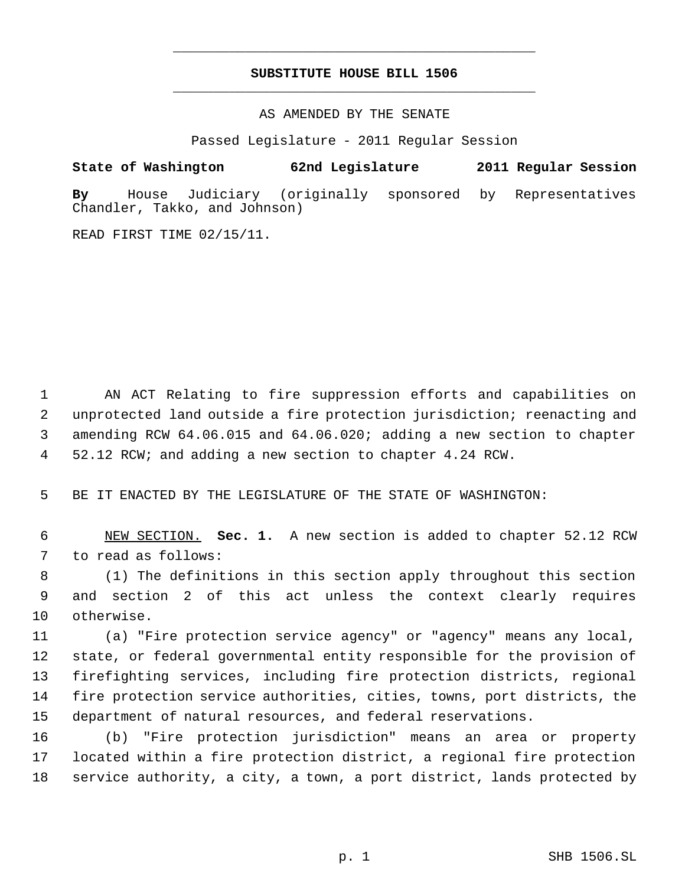# SUBSTITUTE HOUSE BILL 1506

AS AMENDED BY THE SENATE

Passed Legislature - 2011 Regular Session

**State of Washington 62nd Legislature 2011 Regular Session**

**By** House Judiciary (originally sponsored by Representatives Chandler, Takko, and Johnson)

READ FIRST TIME 02/15/11.

AN ACT Relating to fire suppression efforts and capabilities on unprotected land outside a fire protection jurisdiction; reenacting and amending RCW 64.06.015 and 64.06.020; adding a new section to chapter 52.12 RCW; and adding a new section to chapter 4.24 RCW.

BE IT ENACTED BY THE LEGISLATURE OF THE STATE OF WASHINGTON:

NEW SECTION. **Sec. 1.** A new section is added to chapter 52.12 RCW to read as follows:

(1) The definitions in this section apply throughout this section and section 2 of this act unless the context clearly requires otherwise.

(a) "Fire protection service agency" or "agency" means any local, state, or federal governmental entity responsible for the provision of firefighting services, including fire protection districts, regional fire protection service authorities, cities, towns, port districts, the department of natural resources, and federal reservations.

(b) "Fire protection jurisdiction" means an area or property located within a fire protection district, a regional fire protection service authority, a city, a town, a port district, lands protected by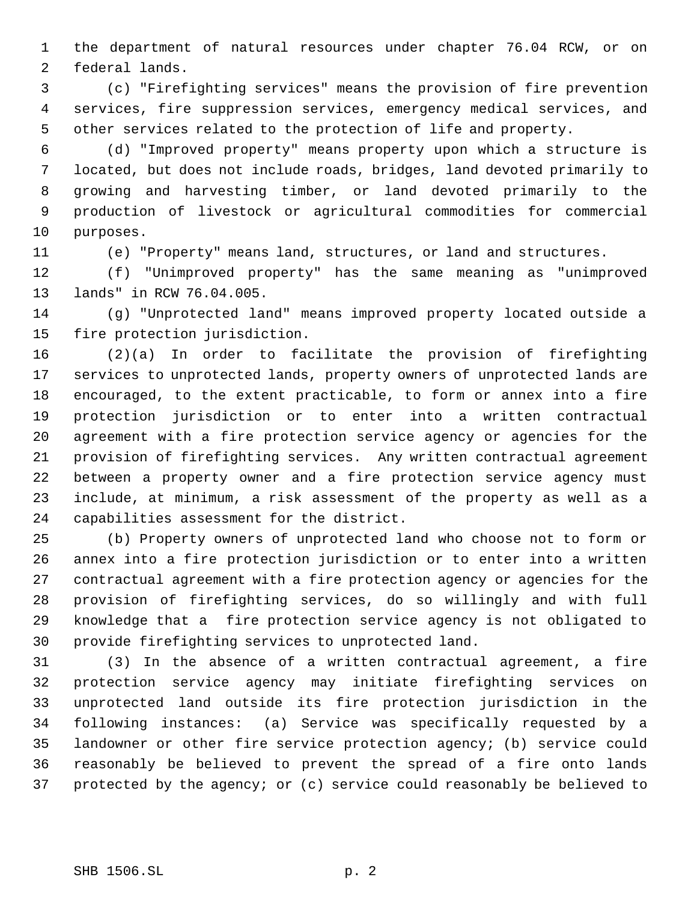the department of natural resources under chapter 76.04 RCW, or on federal lands.

(c) "Firefighting services" means the provision of fire prevention services, fire suppression services, emergency medical services, and other services related to the protection of life and property.

(d) "Improved property" means property upon which a structure is located, but does not include roads, bridges, land devoted primarily to growing and harvesting timber, or land devoted primarily to the production of livestock or agricultural commodities for commercial purposes.

(e) "Property" means land, structures, or land and structures.

(f) "Unimproved property" has the same meaning as "unimproved lands" in RCW 76.04.005.

(g) "Unprotected land" means improved property located outside a fire protection jurisdiction.

(2)(a) In order to facilitate the provision of firefighting services to unprotected lands, property owners of unprotected lands are encouraged, to the extent practicable, to form or annex into a fire protection jurisdiction or to enter into a written contractual agreement with a fire protection service agency or agencies for the provision of firefighting services. Any written contractual agreement between a property owner and a fire protection service agency must include, at minimum, a risk assessment of the property as well as a capabilities assessment for the district.

(b) Property owners of unprotected land who choose not to form or annex into a fire protection jurisdiction or to enter into a written contractual agreement with a fire protection agency or agencies for the provision of firefighting services, do so willingly and with full knowledge that a fire protection service agency is not obligated to provide firefighting services to unprotected land.

(3) In the absence of a written contractual agreement, a fire protection service agency may initiate firefighting services on unprotected land outside its fire protection jurisdiction in the following instances: (a) Service was specifically requested by a landowner or other fire service protection agency; (b) service could reasonably be believed to prevent the spread of a fire onto lands protected by the agency; or (c) service could reasonably be believed to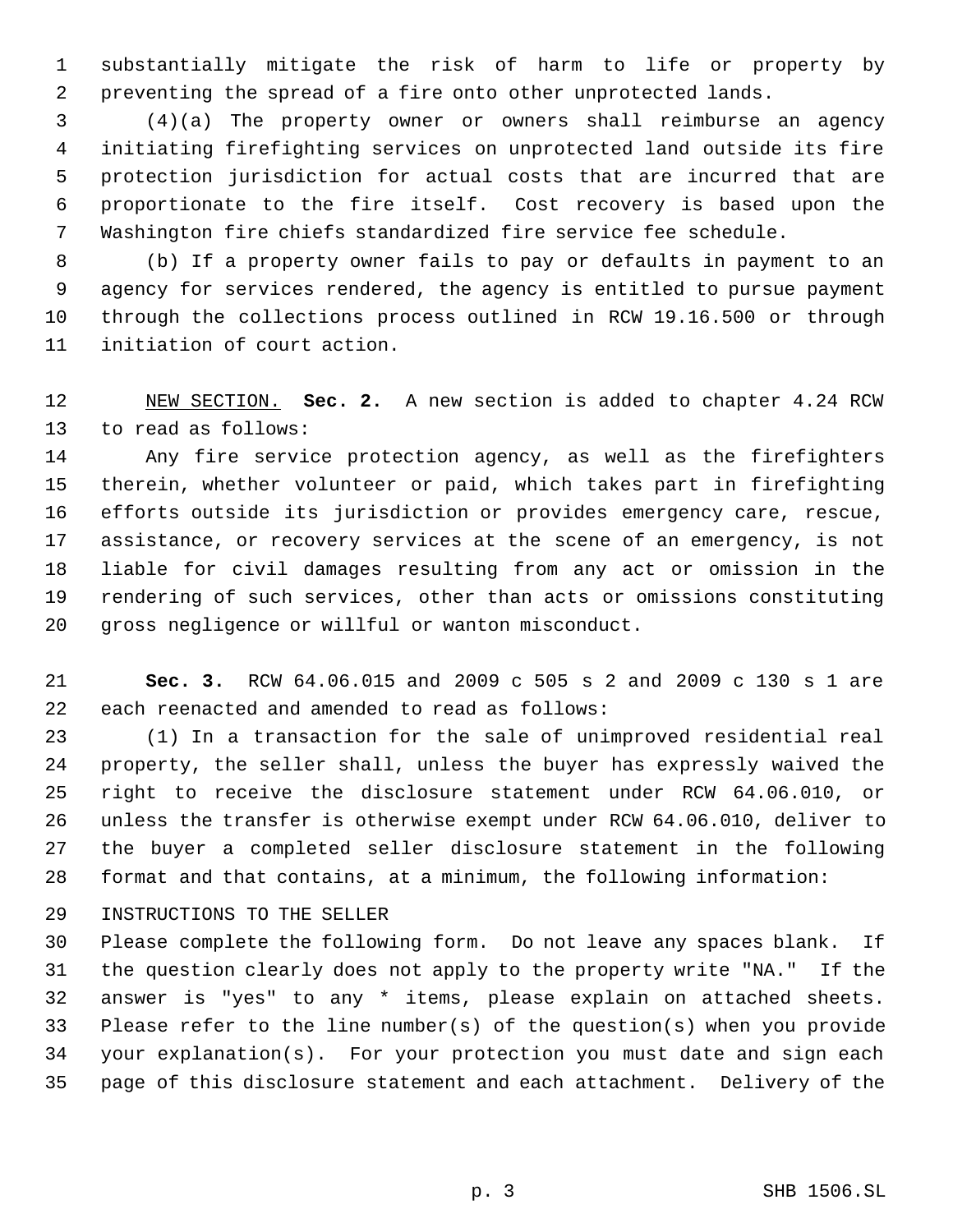substantially mitigate the risk of harm to life or property by preventing the spread of a fire onto other unprotected lands.

(4)(a) The property owner or owners shall reimburse an agency initiating firefighting services on unprotected land outside its fire protection jurisdiction for actual costs that are incurred that are proportionate to the fire itself. Cost recovery is based upon the Washington fire chiefs standardized fire service fee schedule.

(b) If a property owner fails to pay or defaults in payment to an agency for services rendered, the agency is entitled to pursue payment through the collections process outlined in RCW 19.16.500 or through initiation of court action.

NEW SECTION. **Sec. 2.** A new section is added to chapter 4.24 RCW to read as follows:

Any fire service protection agency, as well as the firefighters therein, whether volunteer or paid, which takes part in firefighting efforts outside its jurisdiction or provides emergency care, rescue, assistance, or recovery services at the scene of an emergency, is not liable for civil damages resulting from any act or omission in the rendering of such services, other than acts or omissions constituting gross negligence or willful or wanton misconduct.

**Sec. 3.** RCW 64.06.015 and 2009 c 505 s 2 and 2009 c 130 s 1 are each reenacted and amended to read as follows:

(1) In a transaction for the sale of unimproved residential real property, the seller shall, unless the buyer has expressly waived the right to receive the disclosure statement under RCW 64.06.010, or unless the transfer is otherwise exempt under RCW 64.06.010, deliver to the buyer a completed seller disclosure statement in the following format and that contains, at a minimum, the following information:

INSTRUCTIONS TO THE SELLER

Please complete the following form. Do not leave any spaces blank. If the question clearly does not apply to the property write "NA." If the answer is "yes" to any * items, please explain on attached sheets. Please refer to the line number(s) of the question(s) when you provide your explanation(s). For your protection you must date and sign each page of this disclosure statement and each attachment. Delivery of the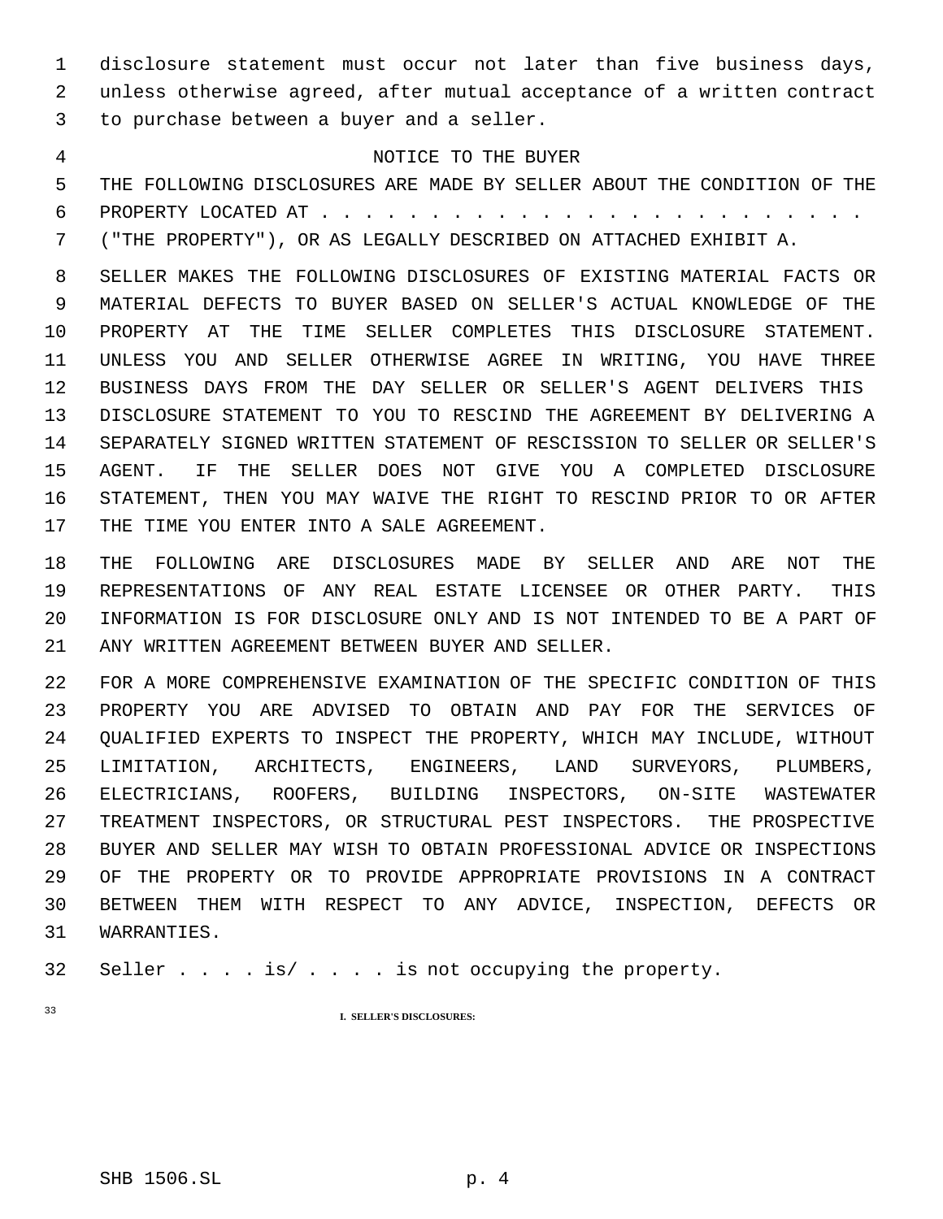disclosure statement must occur not later than five business days, unless otherwise agreed, after mutual acceptance of a written contract to purchase between a buyer and a seller.

NOTICE TO THE BUYER

THE FOLLOWING DISCLOSURES ARE MADE BY SELLER ABOUT THE CONDITION OF THE PROPERTY LOCATED AT . . . . . . . . . . . . . . . . . . . . . . . . . ("THE PROPERTY"), OR AS LEGALLY DESCRIBED ON ATTACHED EXHIBIT A.

SELLER MAKES THE FOLLOWING DISCLOSURES OF EXISTING MATERIAL FACTS OR MATERIAL DEFECTS TO BUYER BASED ON SELLER'S ACTUAL KNOWLEDGE OF THE PROPERTY AT THE TIME SELLER COMPLETES THIS DISCLOSURE STATEMENT. UNLESS YOU AND SELLER OTHERWISE AGREE IN WRITING, YOU HAVE THREE BUSINESS DAYS FROM THE DAY SELLER OR SELLER'S AGENT DELIVERS THIS DISCLOSURE STATEMENT TO YOU TO RESCIND THE AGREEMENT BY DELIVERING A SEPARATELY SIGNED WRITTEN STATEMENT OF RESCISSION TO SELLER OR SELLER'S AGENT. IF THE SELLER DOES NOT GIVE YOU A COMPLETED DISCLOSURE STATEMENT, THEN YOU MAY WAIVE THE RIGHT TO RESCIND PRIOR TO OR AFTER THE TIME YOU ENTER INTO A SALE AGREEMENT.

THE FOLLOWING ARE DISCLOSURES MADE BY SELLER AND ARE NOT THE REPRESENTATIONS OF ANY REAL ESTATE LICENSEE OR OTHER PARTY. THIS INFORMATION IS FOR DISCLOSURE ONLY AND IS NOT INTENDED TO BE A PART OF ANY WRITTEN AGREEMENT BETWEEN BUYER AND SELLER.

FOR A MORE COMPREHENSIVE EXAMINATION OF THE SPECIFIC CONDITION OF THIS PROPERTY YOU ARE ADVISED TO OBTAIN AND PAY FOR THE SERVICES OF QUALIFIED EXPERTS TO INSPECT THE PROPERTY, WHICH MAY INCLUDE, WITHOUT LIMITATION, ARCHITECTS, ENGINEERS, LAND SURVEYORS, PLUMBERS, ELECTRICIANS, ROOFERS, BUILDING INSPECTORS, ON-SITE WASTEWATER TREATMENT INSPECTORS, OR STRUCTURAL PEST INSPECTORS. THE PROSPECTIVE BUYER AND SELLER MAY WISH TO OBTAIN PROFESSIONAL ADVICE OR INSPECTIONS OF THE PROPERTY OR TO PROVIDE APPROPRIATE PROVISIONS IN A CONTRACT BETWEEN THEM WITH RESPECT TO ANY ADVICE, INSPECTION, DEFECTS OR WARRANTIES.

Seller . . . . is/ . . . . is not occupying the property.

**I. SELLER'S DISCLOSURES:**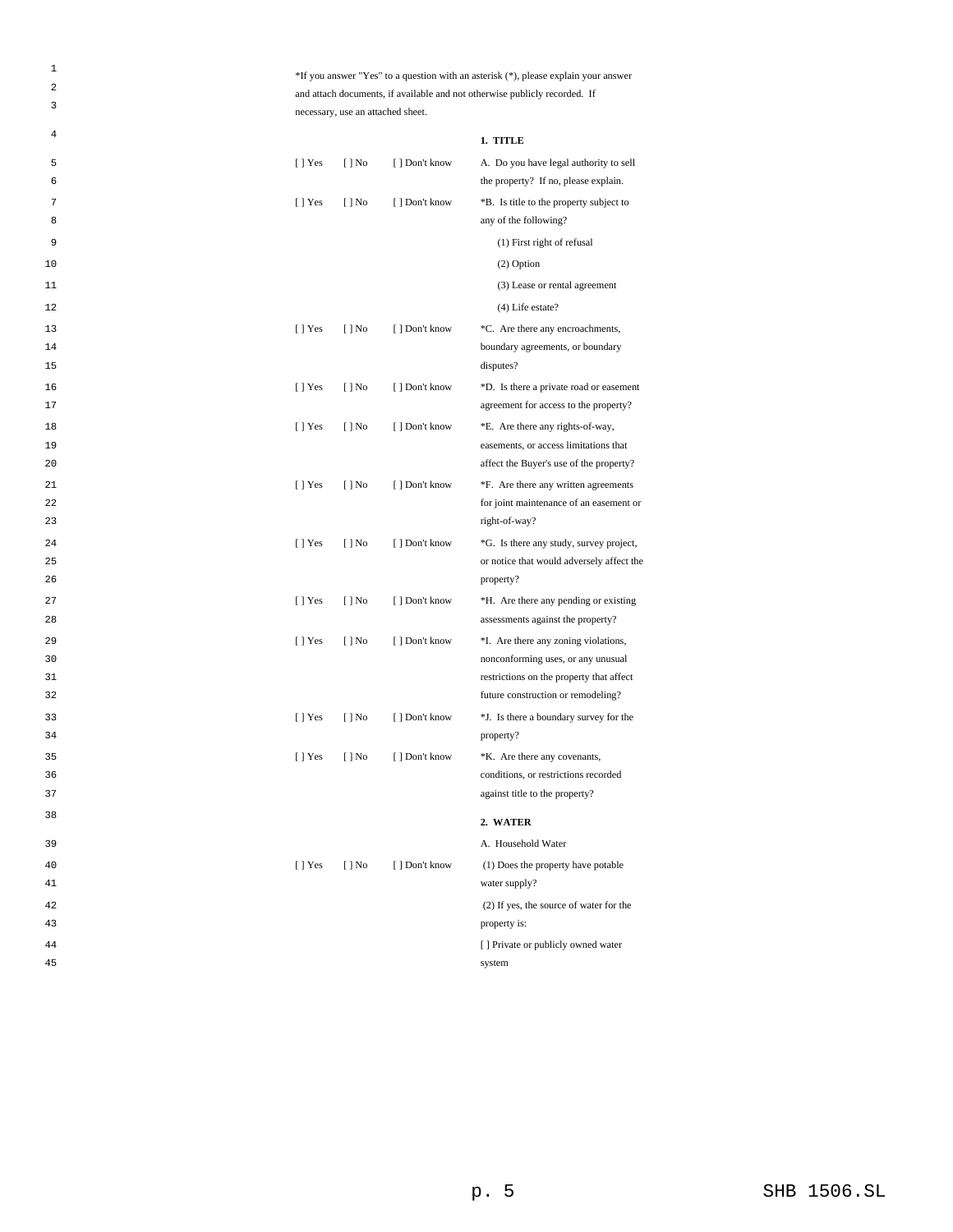*If you answer "Yes" to a question with an asterisk (*), please explain your answer and attach documents, if available and not otherwise publicly recorded. If necessary, use an attached sheet.

**1. TITLE**

| | | | |
|---|---|---|---|
| [ ] Yes | [ ] No | [ ] Don't know | A. Do you have legal authority to sell the property? If no, please explain. |
| [ ] Yes | [ ] No | [ ] Don't know | *B. Is title to the property subject to any of the following? |
| | | | (1) First right of refusal |
| | | | (2) Option |
| | | | (3) Lease or rental agreement |
| | | | (4) Life estate? |
| [ ] Yes | [ ] No | [ ] Don't know | *C. Are there any encroachments, boundary agreements, or boundary disputes? |
| [ ] Yes | [ ] No | [ ] Don't know | *D. Is there a private road or easement agreement for access to the property? |
| [ ] Yes | [ ] No | [ ] Don't know | *E. Are there any rights-of-way, easements, or access limitations that affect the Buyer's use of the property? |
| [ ] Yes | [ ] No | [ ] Don't know | *F. Are there any written agreements for joint maintenance of an easement or right-of-way? |
| [ ] Yes | [ ] No | [ ] Don't know | *G. Is there any study, survey project, or notice that would adversely affect the property? |
| [ ] Yes | [ ] No | [ ] Don't know | *H. Are there any pending or existing assessments against the property? |
| [ ] Yes | [ ] No | [ ] Don't know | *I. Are there any zoning violations, nonconforming uses, or any unusual restrictions on the property that affect future construction or remodeling? |
| [ ] Yes | [ ] No | [ ] Don't know | *J. Is there a boundary survey for the property? |
| [ ] Yes | [ ] No | [ ] Don't know | *K. Are there any covenants, conditions, or restrictions recorded against title to the property? |

**2. WATER**

A. Household Water

| | | | |
|---|---|---|---|
| [ ] Yes | [ ] No | [ ] Don't know | (1) Does the property have potable water supply? |
| | | | (2) If yes, the source of water for the property is: |
| | | | [ ] Private or publicly owned water system |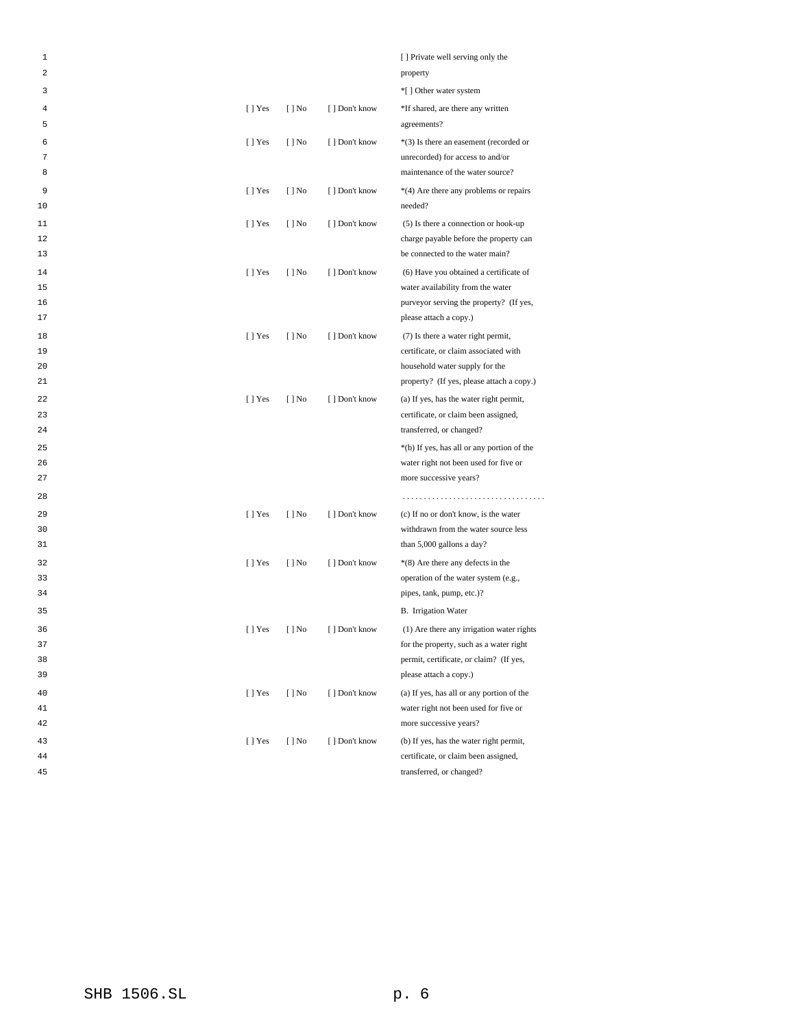[ ] Private well serving only the property

*[ ] Other water system

[ ] Yes [ ] No [ ] Don't know *If shared, are there any written agreements?

[ ] Yes [ ] No [ ] Don't know *(3) Is there an easement (recorded or unrecorded) for access to and/or maintenance of the water source?

[ ] Yes [ ] No [ ] Don't know *(4) Are there any problems or repairs needed?

[ ] Yes [ ] No [ ] Don't know (5) Is there a connection or hook-up charge payable before the property can be connected to the water main?

[ ] Yes [ ] No [ ] Don't know (6) Have you obtained a certificate of water availability from the water purveyor serving the property? (If yes, please attach a copy.)

[ ] Yes [ ] No [ ] Don't know (7) Is there a water right permit, certificate, or claim associated with household water supply for the property? (If yes, please attach a copy.)

[ ] Yes [ ] No [ ] Don't know (a) If yes, has the water right permit, certificate, or claim been assigned, transferred, or changed?

*(b) If yes, has all or any portion of the water right not been used for five or more successive years?

..................................

[ ] Yes [ ] No [ ] Don't know (c) If no or don't know, is the water withdrawn from the water source less than 5,000 gallons a day?

[ ] Yes [ ] No [ ] Don't know *(8) Are there any defects in the operation of the water system (e.g., pipes, tank, pump, etc.)?

B. Irrigation Water

[ ] Yes [ ] No [ ] Don't know (1) Are there any irrigation water rights for the property, such as a water right permit, certificate, or claim? (If yes, please attach a copy.)

[ ] Yes [ ] No [ ] Don't know (a) If yes, has all or any portion of the water right not been used for five or more successive years?

[ ] Yes [ ] No [ ] Don't know (b) If yes, has the water right permit, certificate, or claim been assigned, transferred, or changed?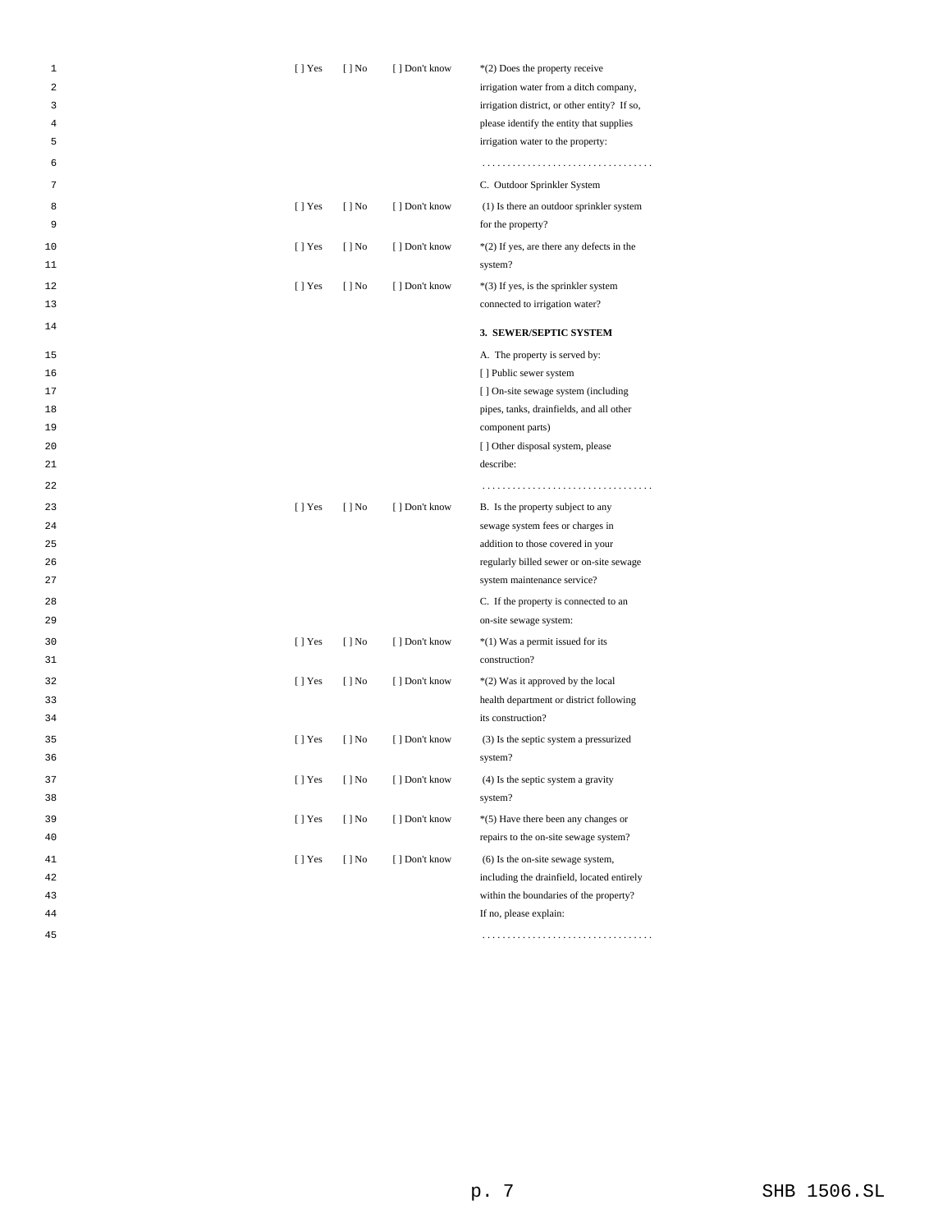| | | | |
|---|---|---|---|
| [ ] Yes | [ ] No | [ ] Don't know | *(2) Does the property receive irrigation water from a ditch company, irrigation district, or other entity? If so, please identify the entity that supplies irrigation water to the property: |
| | | | .................................. |
| | | | C. Outdoor Sprinkler System |
| [ ] Yes | [ ] No | [ ] Don't know | (1) Is there an outdoor sprinkler system for the property? |
| [ ] Yes | [ ] No | [ ] Don't know | *(2) If yes, are there any defects in the system? |
| [ ] Yes | [ ] No | [ ] Don't know | *(3) If yes, is the sprinkler system connected to irrigation water? |
| | | | **3. SEWER/SEPTIC SYSTEM** |
| | | | A. The property is served by: [ ] Public sewer system [ ] On-site sewage system (including pipes, tanks, drainfields, and all other component parts) [ ] Other disposal system, please describe: |
| | | | .................................. |
| [ ] Yes | [ ] No | [ ] Don't know | B. Is the property subject to any sewage system fees or charges in addition to those covered in your regularly billed sewer or on-site sewage system maintenance service? |
| | | | C. If the property is connected to an on-site sewage system: |
| [ ] Yes | [ ] No | [ ] Don't know | *(1) Was a permit issued for its construction? |
| [ ] Yes | [ ] No | [ ] Don't know | *(2) Was it approved by the local health department or district following its construction? |
| [ ] Yes | [ ] No | [ ] Don't know | (3) Is the septic system a pressurized system? |
| [ ] Yes | [ ] No | [ ] Don't know | (4) Is the septic system a gravity system? |
| [ ] Yes | [ ] No | [ ] Don't know | *(5) Have there been any changes or repairs to the on-site sewage system? |
| [ ] Yes | [ ] No | [ ] Don't know | (6) Is the on-site sewage system, including the drainfield, located entirely within the boundaries of the property? If no, please explain: |
| | | | .................................. |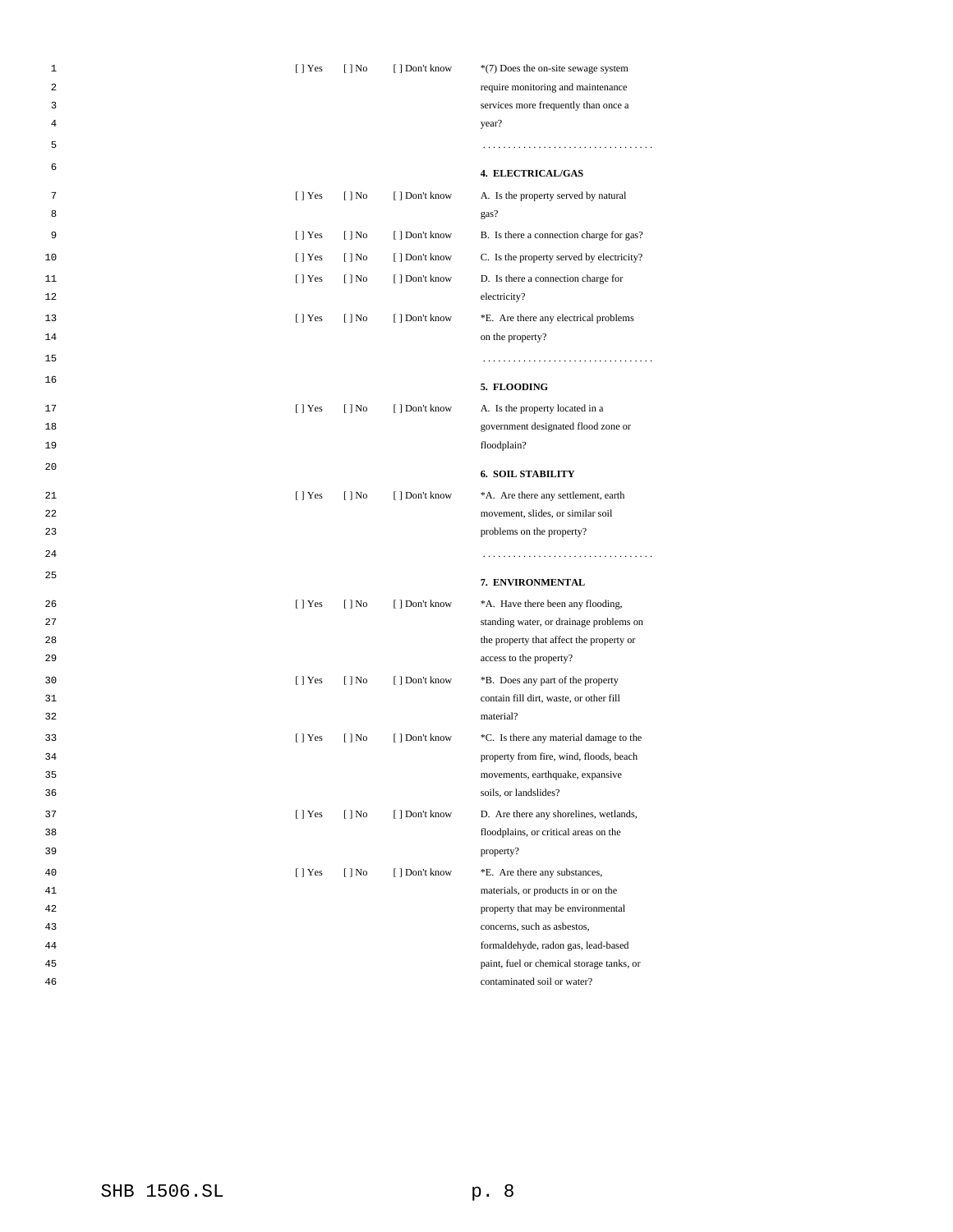[ ] Yes [ ] No [ ] Don't know *(7) Does the on-site sewage system require monitoring and maintenance services more frequently than once a year?

. . . . . . . . . . . . . . . . . . . . . . . . . . . . . . . . . .

**4. ELECTRICAL/GAS**

[ ] Yes [ ] No [ ] Don't know A. Is the property served by natural gas?

[ ] Yes [ ] No [ ] Don't know B. Is there a connection charge for gas?

[ ] Yes [ ] No [ ] Don't know C. Is the property served by electricity?

[ ] Yes [ ] No [ ] Don't know D. Is there a connection charge for electricity?

[ ] Yes [ ] No [ ] Don't know *E. Are there any electrical problems on the property?

. . . . . . . . . . . . . . . . . . . . . . . . . . . . . . . . . .

**5. FLOODING**

[ ] Yes [ ] No [ ] Don't know A. Is the property located in a government designated flood zone or floodplain?

**6. SOIL STABILITY**

[ ] Yes [ ] No [ ] Don't know *A. Are there any settlement, earth movement, slides, or similar soil problems on the property?

. . . . . . . . . . . . . . . . . . . . . . . . . . . . . . . . . .

**7. ENVIRONMENTAL**

[ ] Yes [ ] No [ ] Don't know *A. Have there been any flooding, standing water, or drainage problems on the property that affect the property or access to the property?

[ ] Yes [ ] No [ ] Don't know *B. Does any part of the property contain fill dirt, waste, or other fill material?

[ ] Yes [ ] No [ ] Don't know *C. Is there any material damage to the property from fire, wind, floods, beach movements, earthquake, expansive soils, or landslides?

[ ] Yes [ ] No [ ] Don't know D. Are there any shorelines, wetlands, floodplains, or critical areas on the property?

[ ] Yes [ ] No [ ] Don't know *E. Are there any substances, materials, or products in or on the property that may be environmental concerns, such as asbestos, formaldehyde, radon gas, lead-based paint, fuel or chemical storage tanks, or contaminated soil or water?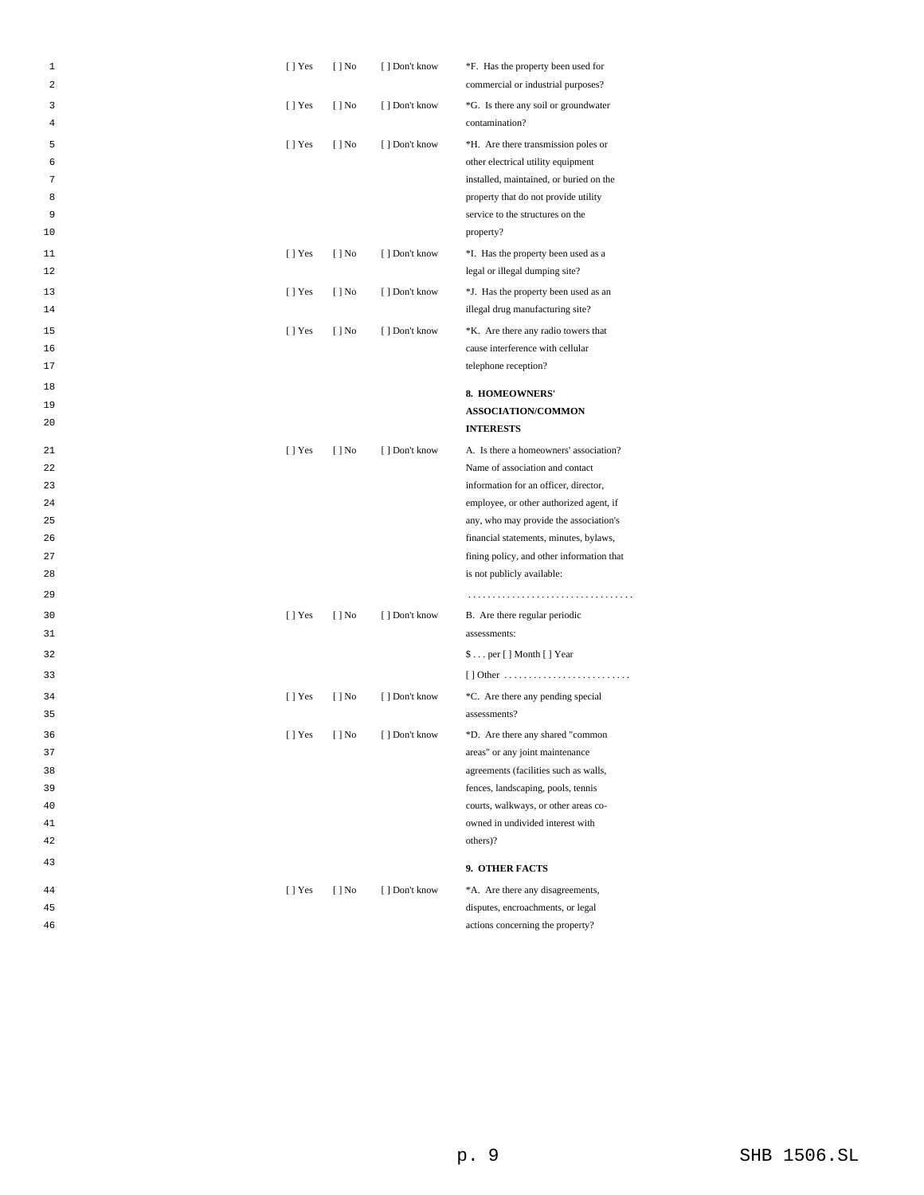| | | | |
|---|---|---|---|
| [ ] Yes | [ ] No | [ ] Don't know | *F. Has the property been used for commercial or industrial purposes? |
| [ ] Yes | [ ] No | [ ] Don't know | *G. Is there any soil or groundwater contamination? |
| [ ] Yes | [ ] No | [ ] Don't know | *H. Are there transmission poles or other electrical utility equipment installed, maintained, or buried on the property that do not provide utility service to the structures on the property? |
| [ ] Yes | [ ] No | [ ] Don't know | *I. Has the property been used as a legal or illegal dumping site? |
| [ ] Yes | [ ] No | [ ] Don't know | *J. Has the property been used as an illegal drug manufacturing site? |
| [ ] Yes | [ ] No | [ ] Don't know | *K. Are there any radio towers that cause interference with cellular telephone reception? |
| | | | **8. HOMEOWNERS' ASSOCIATION/COMMON INTERESTS** |
| [ ] Yes | [ ] No | [ ] Don't know | A. Is there a homeowners' association? Name of association and contact information for an officer, director, employee, or other authorized agent, if any, who may provide the association's financial statements, minutes, bylaws, fining policy, and other information that is not publicly available: |
| | | | .................................. |
| [ ] Yes | [ ] No | [ ] Don't know | B. Are there regular periodic assessments: |
| | | | $ . . . per [ ] Month [ ] Year |
| | | | [ ] Other .......................... |
| [ ] Yes | [ ] No | [ ] Don't know | *C. Are there any pending special assessments? |
| [ ] Yes | [ ] No | [ ] Don't know | *D. Are there any shared "common areas" or any joint maintenance agreements (facilities such as walls, fences, landscaping, pools, tennis courts, walkways, or other areas co-owned in undivided interest with others)? |
| | | | **9. OTHER FACTS** |
| [ ] Yes | [ ] No | [ ] Don't know | *A. Are there any disagreements, disputes, encroachments, or legal actions concerning the property? |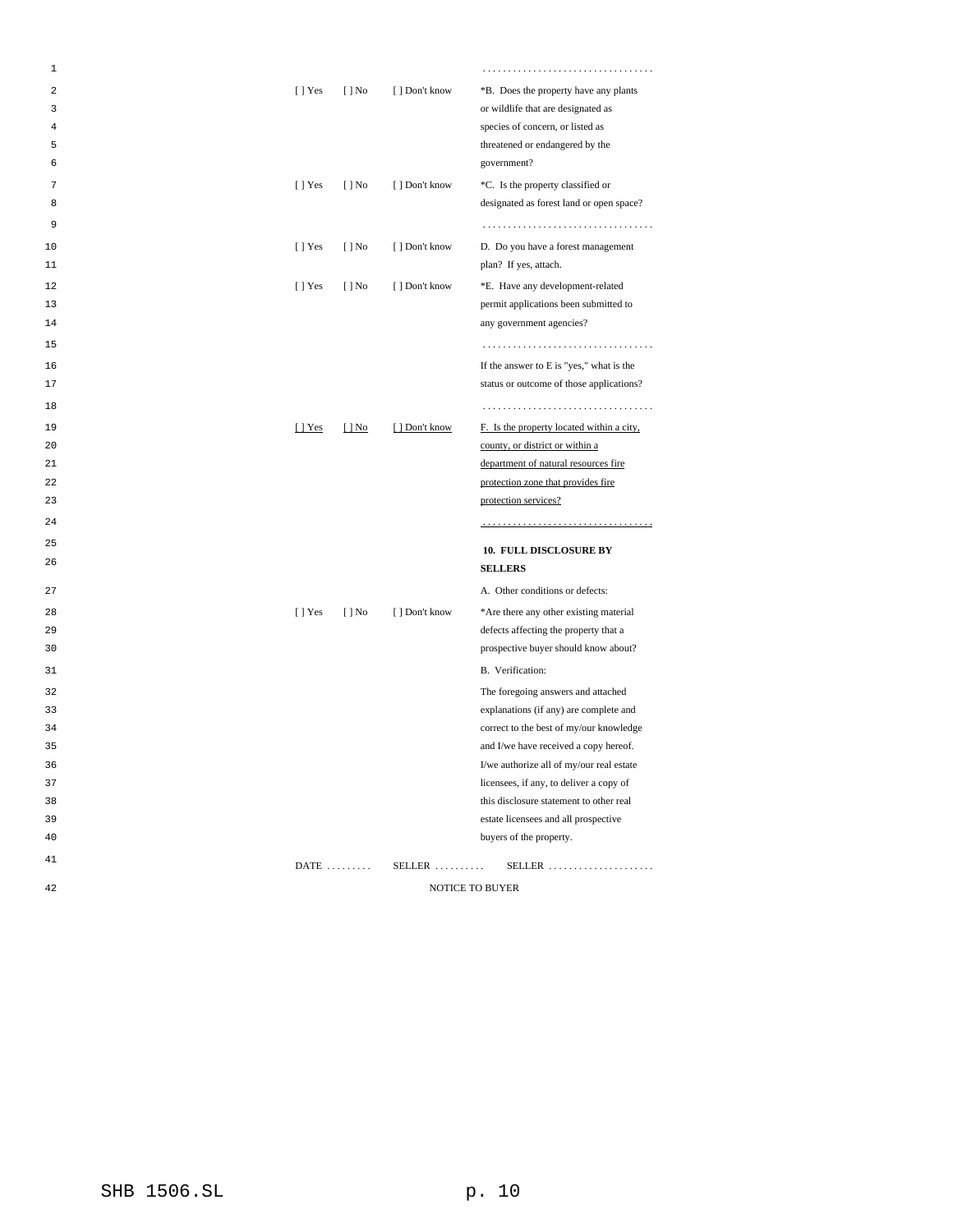. . . . . . . . . . . . . . . . . . . . . . . . . . . . . . . . . .

| | | | |
|---|---|---|---|
| [ ] Yes | [ ] No | [ ] Don't know | *B. Does the property have any plants or wildlife that are designated as species of concern, or listed as threatened or endangered by the government? |
| [ ] Yes | [ ] No | [ ] Don't know | *C. Is the property classified or designated as forest land or open space? |
| | | | . . . . . . . . . . . . . . . . . . . . . . . . . . . . . . . . . . |
| [ ] Yes | [ ] No | [ ] Don't know | D. Do you have a forest management plan? If yes, attach. |
| [ ] Yes | [ ] No | [ ] Don't know | *E. Have any development-related permit applications been submitted to any government agencies? |
| | | | . . . . . . . . . . . . . . . . . . . . . . . . . . . . . . . . . . |
| | | | If the answer to E is "yes," what is the status or outcome of those applications? |
| | | | . . . . . . . . . . . . . . . . . . . . . . . . . . . . . . . . . . |
| [ ] Yes | [ ] No | [ ] Don't know | F. Is the property located within a city, county, or district or within a department of natural resources fire protection zone that provides fire protection services? |
| | | | . . . . . . . . . . . . . . . . . . . . . . . . . . . . . . . . . . |

**10. FULL DISCLOSURE BY SELLERS**

A. Other conditions or defects:

| | | | |
|---|---|---|---|
| [ ] Yes | [ ] No | [ ] Don't know | *Are there any other existing material defects affecting the property that a prospective buyer should know about? |

B. Verification:

The foregoing answers and attached explanations (if any) are complete and correct to the best of my/our knowledge and I/we have received a copy hereof. I/we authorize all of my/our real estate licensees, if any, to deliver a copy of this disclosure statement to other real estate licensees and all prospective buyers of the property.

DATE . . . . . . . . . SELLER . . . . . . . . . . SELLER . . . . . . . . . . . . . . . . . . . . .

NOTICE TO BUYER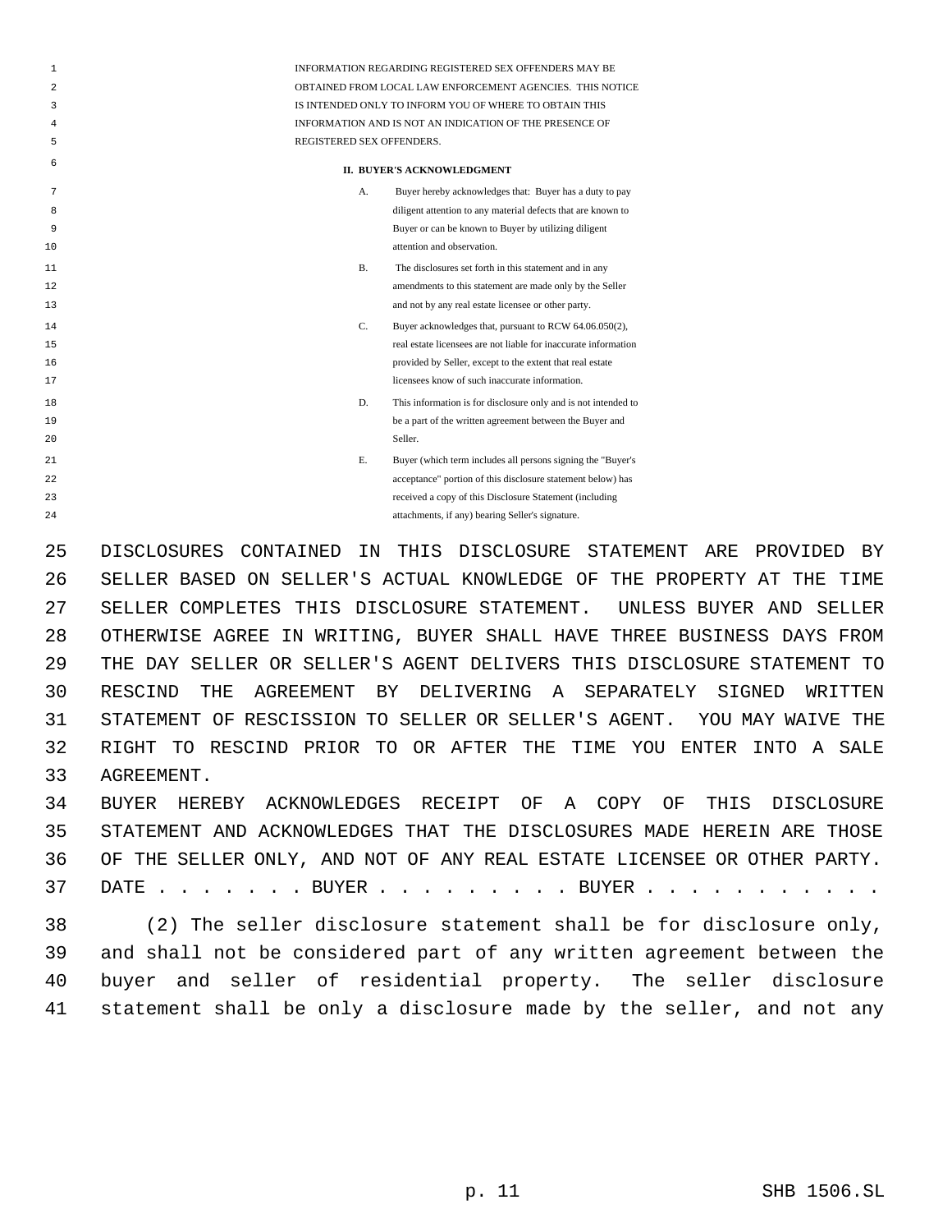INFORMATION REGARDING REGISTERED SEX OFFENDERS MAY BE OBTAINED FROM LOCAL LAW ENFORCEMENT AGENCIES. THIS NOTICE IS INTENDED ONLY TO INFORM YOU OF WHERE TO OBTAIN THIS INFORMATION AND IS NOT AN INDICATION OF THE PRESENCE OF REGISTERED SEX OFFENDERS.

**II. BUYER'S ACKNOWLEDGMENT**

A. Buyer hereby acknowledges that: Buyer has a duty to pay diligent attention to any material defects that are known to Buyer or can be known to Buyer by utilizing diligent attention and observation.

B. The disclosures set forth in this statement and in any amendments to this statement are made only by the Seller and not by any real estate licensee or other party.

C. Buyer acknowledges that, pursuant to RCW 64.06.050(2), real estate licensees are not liable for inaccurate information provided by Seller, except to the extent that real estate licensees know of such inaccurate information.

D. This information is for disclosure only and is not intended to be a part of the written agreement between the Buyer and Seller.

E. Buyer (which term includes all persons signing the "Buyer's acceptance" portion of this disclosure statement below) has received a copy of this Disclosure Statement (including attachments, if any) bearing Seller's signature.

DISCLOSURES CONTAINED IN THIS DISCLOSURE STATEMENT ARE PROVIDED BY SELLER BASED ON SELLER'S ACTUAL KNOWLEDGE OF THE PROPERTY AT THE TIME SELLER COMPLETES THIS DISCLOSURE STATEMENT. UNLESS BUYER AND SELLER OTHERWISE AGREE IN WRITING, BUYER SHALL HAVE THREE BUSINESS DAYS FROM THE DAY SELLER OR SELLER'S AGENT DELIVERS THIS DISCLOSURE STATEMENT TO RESCIND THE AGREEMENT BY DELIVERING A SEPARATELY SIGNED WRITTEN STATEMENT OF RESCISSION TO SELLER OR SELLER'S AGENT. YOU MAY WAIVE THE RIGHT TO RESCIND PRIOR TO OR AFTER THE TIME YOU ENTER INTO A SALE AGREEMENT.

BUYER HEREBY ACKNOWLEDGES RECEIPT OF A COPY OF THIS DISCLOSURE STATEMENT AND ACKNOWLEDGES THAT THE DISCLOSURES MADE HEREIN ARE THOSE OF THE SELLER ONLY, AND NOT OF ANY REAL ESTATE LICENSEE OR OTHER PARTY.

DATE . . . . . . . BUYER . . . . . . . . . BUYER . . . . . . . . . . .

(2) The seller disclosure statement shall be for disclosure only, and shall not be considered part of any written agreement between the buyer and seller of residential property. The seller disclosure statement shall be only a disclosure made by the seller, and not any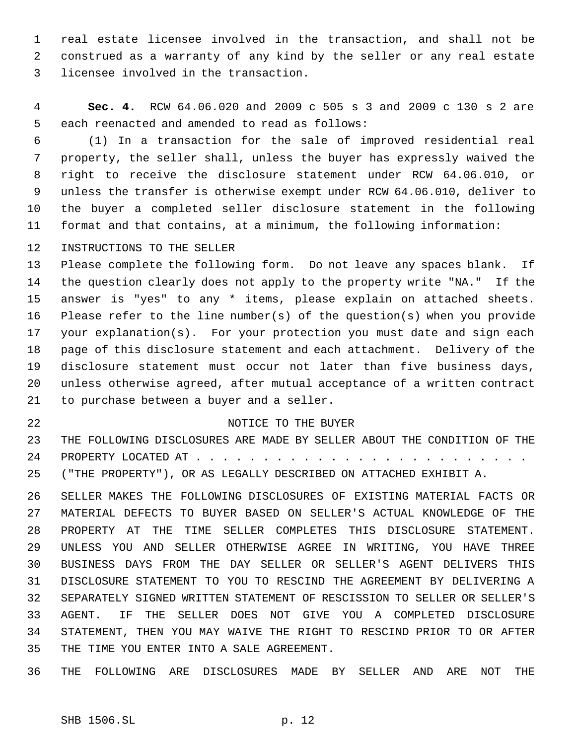real estate licensee involved in the transaction, and shall not be construed as a warranty of any kind by the seller or any real estate licensee involved in the transaction.

**Sec. 4.** RCW 64.06.020 and 2009 c 505 s 3 and 2009 c 130 s 2 are each reenacted and amended to read as follows:

(1) In a transaction for the sale of improved residential real property, the seller shall, unless the buyer has expressly waived the right to receive the disclosure statement under RCW 64.06.010, or unless the transfer is otherwise exempt under RCW 64.06.010, deliver to the buyer a completed seller disclosure statement in the following format and that contains, at a minimum, the following information:

INSTRUCTIONS TO THE SELLER

Please complete the following form. Do not leave any spaces blank. If the question clearly does not apply to the property write "NA." If the answer is "yes" to any * items, please explain on attached sheets. Please refer to the line number(s) of the question(s) when you provide your explanation(s). For your protection you must date and sign each page of this disclosure statement and each attachment. Delivery of the disclosure statement must occur not later than five business days, unless otherwise agreed, after mutual acceptance of a written contract to purchase between a buyer and a seller.

NOTICE TO THE BUYER

THE FOLLOWING DISCLOSURES ARE MADE BY SELLER ABOUT THE CONDITION OF THE PROPERTY LOCATED AT . . . . . . . . . . . . . . . . . . . . . . . . . . ("THE PROPERTY"), OR AS LEGALLY DESCRIBED ON ATTACHED EXHIBIT A.

SELLER MAKES THE FOLLOWING DISCLOSURES OF EXISTING MATERIAL FACTS OR MATERIAL DEFECTS TO BUYER BASED ON SELLER'S ACTUAL KNOWLEDGE OF THE PROPERTY AT THE TIME SELLER COMPLETES THIS DISCLOSURE STATEMENT. UNLESS YOU AND SELLER OTHERWISE AGREE IN WRITING, YOU HAVE THREE BUSINESS DAYS FROM THE DAY SELLER OR SELLER'S AGENT DELIVERS THIS DISCLOSURE STATEMENT TO YOU TO RESCIND THE AGREEMENT BY DELIVERING A SEPARATELY SIGNED WRITTEN STATEMENT OF RESCISSION TO SELLER OR SELLER'S AGENT. IF THE SELLER DOES NOT GIVE YOU A COMPLETED DISCLOSURE STATEMENT, THEN YOU MAY WAIVE THE RIGHT TO RESCIND PRIOR TO OR AFTER THE TIME YOU ENTER INTO A SALE AGREEMENT.

THE FOLLOWING ARE DISCLOSURES MADE BY SELLER AND ARE NOT THE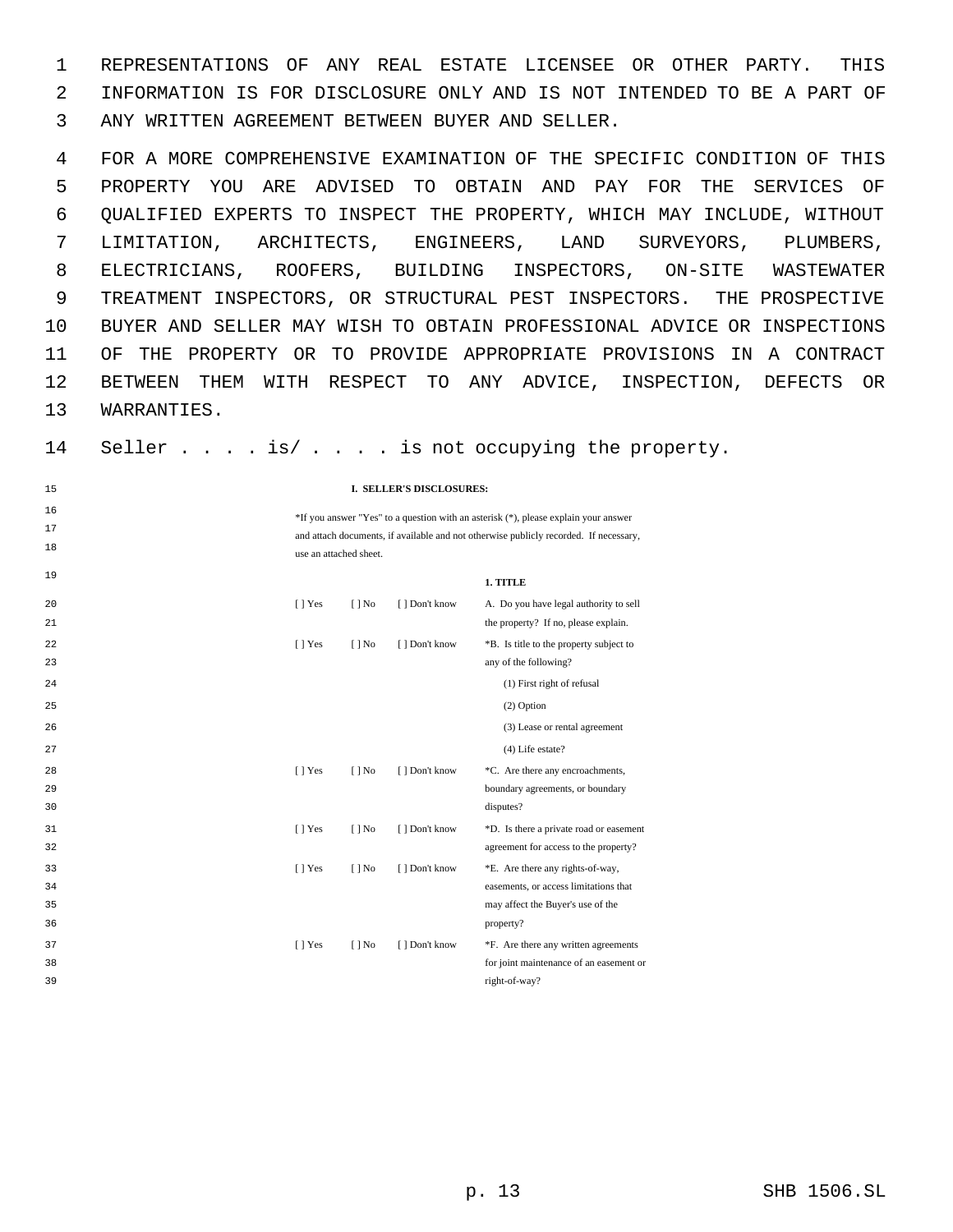REPRESENTATIONS OF ANY REAL ESTATE LICENSEE OR OTHER PARTY. THIS INFORMATION IS FOR DISCLOSURE ONLY AND IS NOT INTENDED TO BE A PART OF ANY WRITTEN AGREEMENT BETWEEN BUYER AND SELLER.

FOR A MORE COMPREHENSIVE EXAMINATION OF THE SPECIFIC CONDITION OF THIS PROPERTY YOU ARE ADVISED TO OBTAIN AND PAY FOR THE SERVICES OF QUALIFIED EXPERTS TO INSPECT THE PROPERTY, WHICH MAY INCLUDE, WITHOUT LIMITATION, ARCHITECTS, ENGINEERS, LAND SURVEYORS, PLUMBERS, ELECTRICIANS, ROOFERS, BUILDING INSPECTORS, ON-SITE WASTEWATER TREATMENT INSPECTORS, OR STRUCTURAL PEST INSPECTORS. THE PROSPECTIVE BUYER AND SELLER MAY WISH TO OBTAIN PROFESSIONAL ADVICE OR INSPECTIONS OF THE PROPERTY OR TO PROVIDE APPROPRIATE PROVISIONS IN A CONTRACT BETWEEN THEM WITH RESPECT TO ANY ADVICE, INSPECTION, DEFECTS OR WARRANTIES.

Seller . . . . is/ . . . . is not occupying the property.

**I. SELLER'S DISCLOSURES:**

*If you answer "Yes" to a question with an asterisk (*), please explain your answer and attach documents, if available and not otherwise publicly recorded. If necessary, use an attached sheet.

**1. TITLE**

| | | | |
|---|---|---|---|
| [ ] Yes | [ ] No | [ ] Don't know | A. Do you have legal authority to sell the property? If no, please explain. |
| [ ] Yes | [ ] No | [ ] Don't know | *B. Is title to the property subject to any of the following?<br>(1) First right of refusal<br>(2) Option<br>(3) Lease or rental agreement<br>(4) Life estate? |
| [ ] Yes | [ ] No | [ ] Don't know | *C. Are there any encroachments, boundary agreements, or boundary disputes? |
| [ ] Yes | [ ] No | [ ] Don't know | *D. Is there a private road or easement agreement for access to the property? |
| [ ] Yes | [ ] No | [ ] Don't know | *E. Are there any rights-of-way, easements, or access limitations that may affect the Buyer's use of the property? |
| [ ] Yes | [ ] No | [ ] Don't know | *F. Are there any written agreements for joint maintenance of an easement or right-of-way? |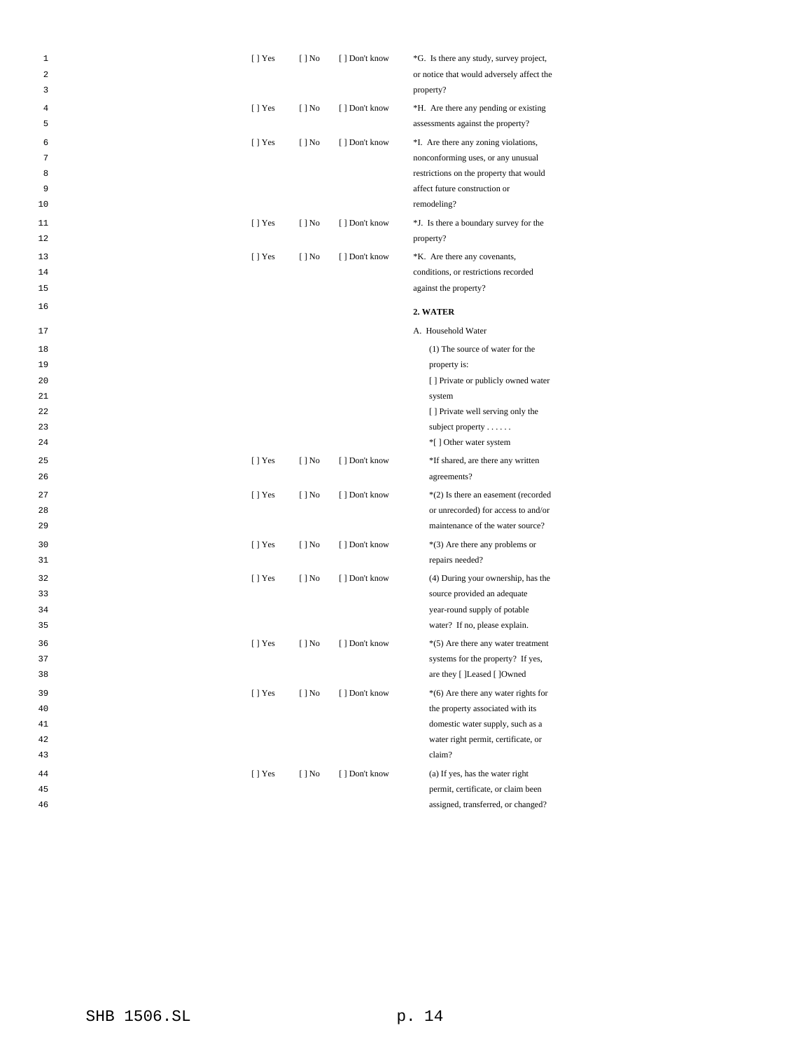| | | | |
|---|---|---|---|
| [ ] Yes | [ ] No | [ ] Don't know | *G. Is there any study, survey project, or notice that would adversely affect the property? |
| [ ] Yes | [ ] No | [ ] Don't know | *H. Are there any pending or existing assessments against the property? |
| [ ] Yes | [ ] No | [ ] Don't know | *I. Are there any zoning violations, nonconforming uses, or any unusual restrictions on the property that would affect future construction or remodeling? |
| [ ] Yes | [ ] No | [ ] Don't know | *J. Is there a boundary survey for the property? |
| [ ] Yes | [ ] No | [ ] Don't know | *K. Are there any covenants, conditions, or restrictions recorded against the property? |

**2. WATER**

A. Household Water

(1) The source of water for the property is:
[ ] Private or publicly owned water system
[ ] Private well serving only the subject property . . . . . .
*[ ] Other water system

| | | | |
|---|---|---|---|
| [ ] Yes | [ ] No | [ ] Don't know | *If shared, are there any written agreements? |
| [ ] Yes | [ ] No | [ ] Don't know | *(2) Is there an easement (recorded or unrecorded) for access to and/or maintenance of the water source? |
| [ ] Yes | [ ] No | [ ] Don't know | *(3) Are there any problems or repairs needed? |
| [ ] Yes | [ ] No | [ ] Don't know | (4) During your ownership, has the source provided an adequate year-round supply of potable water? If no, please explain. |
| [ ] Yes | [ ] No | [ ] Don't know | *(5) Are there any water treatment systems for the property? If yes, are they [ ]Leased [ ]Owned |
| [ ] Yes | [ ] No | [ ] Don't know | *(6) Are there any water rights for the property associated with its domestic water supply, such as a water right permit, certificate, or claim? |
| [ ] Yes | [ ] No | [ ] Don't know | (a) If yes, has the water right permit, certificate, or claim been assigned, transferred, or changed? |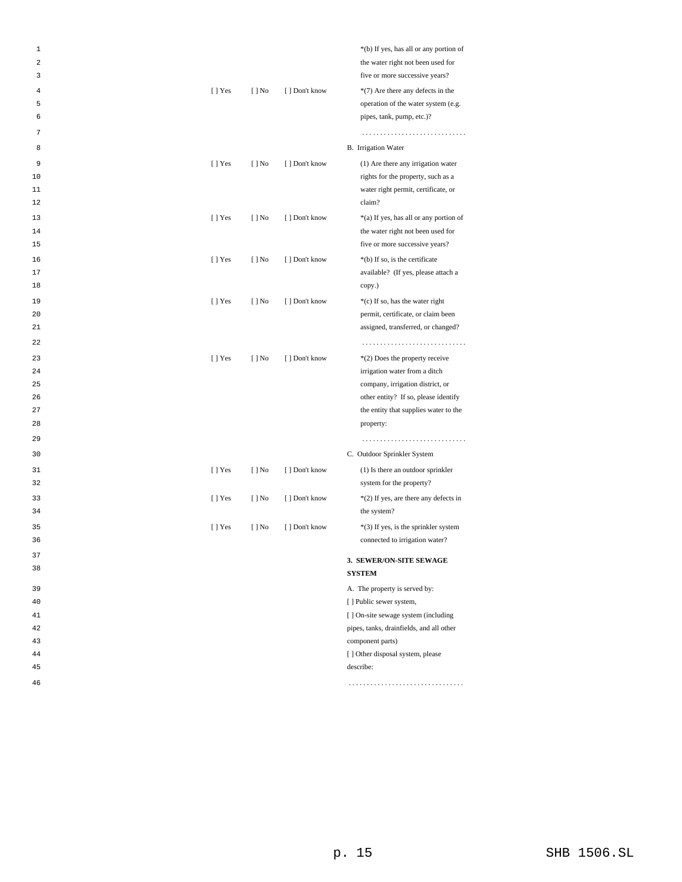| | | | |
|---|---|---|---|
| | | | *(b) If yes, has all or any portion of the water right not been used for five or more successive years? |
| [ ] Yes | [ ] No | [ ] Don't know | *(7) Are there any defects in the operation of the water system (e.g. pipes, tank, pump, etc.)? |
| | | | ............................ |
| | | | B. Irrigation Water |
| [ ] Yes | [ ] No | [ ] Don't know | (1) Are there any irrigation water rights for the property, such as a water right permit, certificate, or claim? |
| [ ] Yes | [ ] No | [ ] Don't know | *(a) If yes, has all or any portion of the water right not been used for five or more successive years? |
| [ ] Yes | [ ] No | [ ] Don't know | *(b) If so, is the certificate available? (If yes, please attach a copy.) |
| [ ] Yes | [ ] No | [ ] Don't know | *(c) If so, has the water right permit, certificate, or claim been assigned, transferred, or changed? |
| | | | ............................ |
| [ ] Yes | [ ] No | [ ] Don't know | *(2) Does the property receive irrigation water from a ditch company, irrigation district, or other entity? If so, please identify the entity that supplies water to the property: |
| | | | ............................ |
| | | | C. Outdoor Sprinkler System |
| [ ] Yes | [ ] No | [ ] Don't know | (1) Is there an outdoor sprinkler system for the property? |
| [ ] Yes | [ ] No | [ ] Don't know | *(2) If yes, are there any defects in the system? |
| [ ] Yes | [ ] No | [ ] Don't know | *(3) If yes, is the sprinkler system connected to irrigation water? |

**3. SEWER/ON-SITE SEWAGE SYSTEM**

A. The property is served by:

[ ] Public sewer system,

[ ] On-site sewage system (including pipes, tanks, drainfields, and all other component parts)

[ ] Other disposal system, please describe:

...............................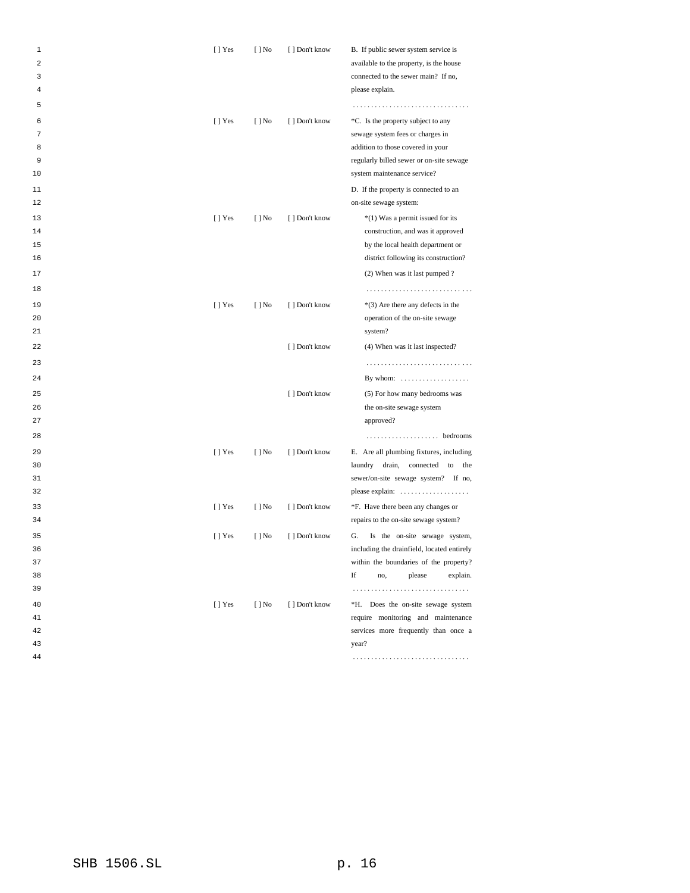| | | | |
|---|---|---|---|
| [ ] Yes | [ ] No | [ ] Don't know | B. If public sewer system service is available to the property, is the house connected to the sewer main? If no, please explain. |
| | | | . . . . . . . . . . . . . . . . . . . . . . . . . . . . . . . |
| [ ] Yes | [ ] No | [ ] Don't know | *C. Is the property subject to any sewage system fees or charges in addition to those covered in your regularly billed sewer or on-site sewage system maintenance service? |
| | | | D. If the property is connected to an on-site sewage system: |
| [ ] Yes | [ ] No | [ ] Don't know | *(1) Was a permit issued for its construction, and was it approved by the local health department or district following its construction? |
| | | | (2) When was it last pumped ? |
| | | | . . . . . . . . . . . . . . . . . . . . . . . . . . . . |
| [ ] Yes | [ ] No | [ ] Don't know | *(3) Are there any defects in the operation of the on-site sewage system? |
| | | [ ] Don't know | (4) When was it last inspected? |
| | | | . . . . . . . . . . . . . . . . . . . . . . . . . . . . |
| | | | By whom: . . . . . . . . . . . . . . . . . . . |
| | | [ ] Don't know | (5) For how many bedrooms was the on-site sewage system approved? |
| | | | . . . . . . . . . . . . . . . . . . . . bedrooms |
| [ ] Yes | [ ] No | [ ] Don't know | E. Are all plumbing fixtures, including laundry drain, connected to the sewer/on-site sewage system? If no, please explain: . . . . . . . . . . . . . . . . . . . |
| [ ] Yes | [ ] No | [ ] Don't know | *F. Have there been any changes or repairs to the on-site sewage system? |
| [ ] Yes | [ ] No | [ ] Don't know | G. Is the on-site sewage system, including the drainfield, located entirely within the boundaries of the property? If no, please explain. . . . . . . . . . . . . . . . . . . . . . . . . . . . . . . . |
| [ ] Yes | [ ] No | [ ] Don't know | *H. Does the on-site sewage system require monitoring and maintenance services more frequently than once a year? |
| | | | . . . . . . . . . . . . . . . . . . . . . . . . . . . . . . . |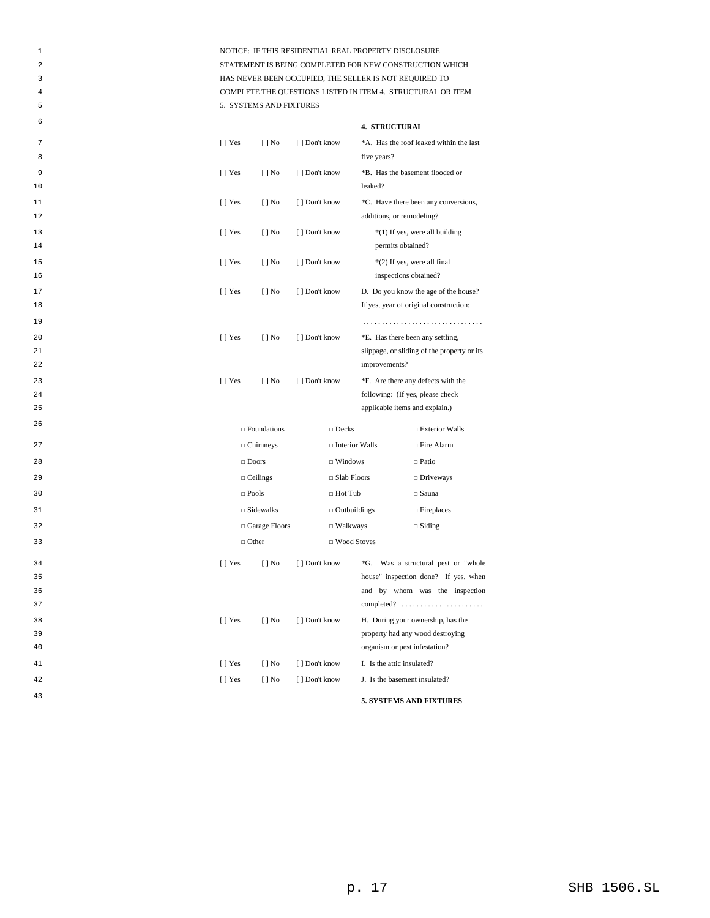NOTICE: IF THIS RESIDENTIAL REAL PROPERTY DISCLOSURE STATEMENT IS BEING COMPLETED FOR NEW CONSTRUCTION WHICH HAS NEVER BEEN OCCUPIED, THE SELLER IS NOT REQUIRED TO COMPLETE THE QUESTIONS LISTED IN ITEM 4. STRUCTURAL OR ITEM 5. SYSTEMS AND FIXTURES

**4. STRUCTURAL**

[ ] Yes [ ] No [ ] Don't know *A. Has the roof leaked within the last five years?

[ ] Yes [ ] No [ ] Don't know *B. Has the basement flooded or leaked?

[ ] Yes [ ] No [ ] Don't know *C. Have there been any conversions, additions, or remodeling?

[ ] Yes [ ] No [ ] Don't know *(1) If yes, were all building permits obtained?

[ ] Yes [ ] No [ ] Don't know *(2) If yes, were all final inspections obtained?

[ ] Yes [ ] No [ ] Don't know D. Do you know the age of the house? If yes, year of original construction: . . . . . . . . . . . . . . . . . . . . . . . . . . . . . . . .

[ ] Yes [ ] No [ ] Don't know *E. Has there been any settling, slippage, or sliding of the property or its improvements?

[ ] Yes [ ] No [ ] Don't know *F. Are there any defects with the following: (If yes, please check applicable items and explain.)

| | | |
|---|---|---|
| □ Foundations | □ Decks | □ Exterior Walls |
| □ Chimneys | □ Interior Walls | □ Fire Alarm |
| □ Doors | □ Windows | □ Patio |
| □ Ceilings | □ Slab Floors | □ Driveways |
| □ Pools | □ Hot Tub | □ Sauna |
| □ Sidewalks | □ Outbuildings | □ Fireplaces |
| □ Garage Floors | □ Walkways | □ Siding |
| □ Other | □ Wood Stoves | |

[ ] Yes [ ] No [ ] Don't know *G. Was a structural pest or "whole house" inspection done? If yes, when and by whom was the inspection completed? . . . . . . . . . . . . . . . . . . . . . .

[ ] Yes [ ] No [ ] Don't know H. During your ownership, has the property had any wood destroying organism or pest infestation?

[ ] Yes [ ] No [ ] Don't know I. Is the attic insulated?

[ ] Yes [ ] No [ ] Don't know J. Is the basement insulated?

**5. SYSTEMS AND FIXTURES**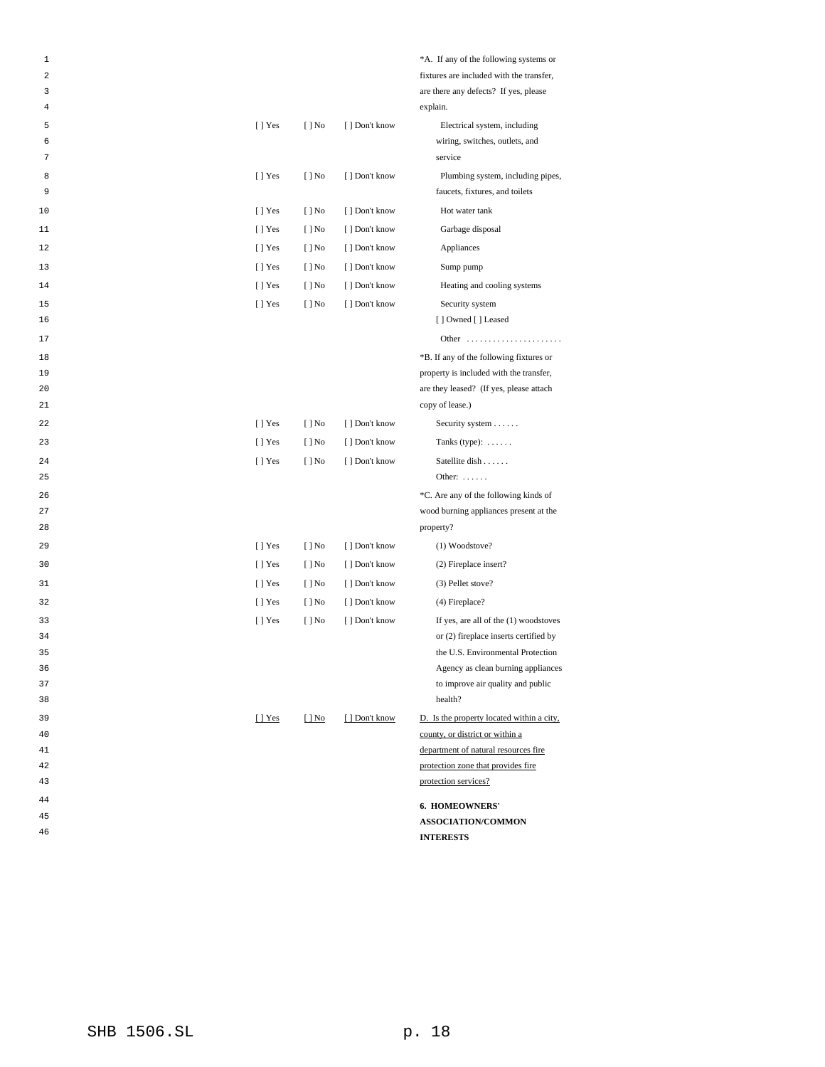| | | | |
|---|---|---|---|
| | | | *A. If any of the following systems or fixtures are included with the transfer, are there any defects? If yes, please explain. |
| [ ] Yes | [ ] No | [ ] Don't know | Electrical system, including wiring, switches, outlets, and service |
| [ ] Yes | [ ] No | [ ] Don't know | Plumbing system, including pipes, faucets, fixtures, and toilets |
| [ ] Yes | [ ] No | [ ] Don't know | Hot water tank |
| [ ] Yes | [ ] No | [ ] Don't know | Garbage disposal |
| [ ] Yes | [ ] No | [ ] Don't know | Appliances |
| [ ] Yes | [ ] No | [ ] Don't know | Sump pump |
| [ ] Yes | [ ] No | [ ] Don't know | Heating and cooling systems |
| [ ] Yes | [ ] No | [ ] Don't know | Security system [ ] Owned [ ] Leased |
| | | | Other ...................... |
| | | | *B. If any of the following fixtures or property is included with the transfer, are they leased? (If yes, please attach copy of lease.) |
| [ ] Yes | [ ] No | [ ] Don't know | Security system ...... |
| [ ] Yes | [ ] No | [ ] Don't know | Tanks (type): ...... |
| [ ] Yes | [ ] No | [ ] Don't know | Satellite dish ...... Other: ...... |
| | | | *C. Are any of the following kinds of wood burning appliances present at the property? |
| [ ] Yes | [ ] No | [ ] Don't know | (1) Woodstove? |
| [ ] Yes | [ ] No | [ ] Don't know | (2) Fireplace insert? |
| [ ] Yes | [ ] No | [ ] Don't know | (3) Pellet stove? |
| [ ] Yes | [ ] No | [ ] Don't know | (4) Fireplace? |
| [ ] Yes | [ ] No | [ ] Don't know | If yes, are all of the (1) woodstoves or (2) fireplace inserts certified by the U.S. Environmental Protection Agency as clean burning appliances to improve air quality and public health? |
| <u>[ ] Yes</u> | <u>[ ] No</u> | <u>[ ] Don't know</u> | <u>D. Is the property located within a city, county, or district or within a department of natural resources fire protection zone that provides fire protection services?</u> |

**6. HOMEOWNERS' ASSOCIATION/COMMON INTERESTS**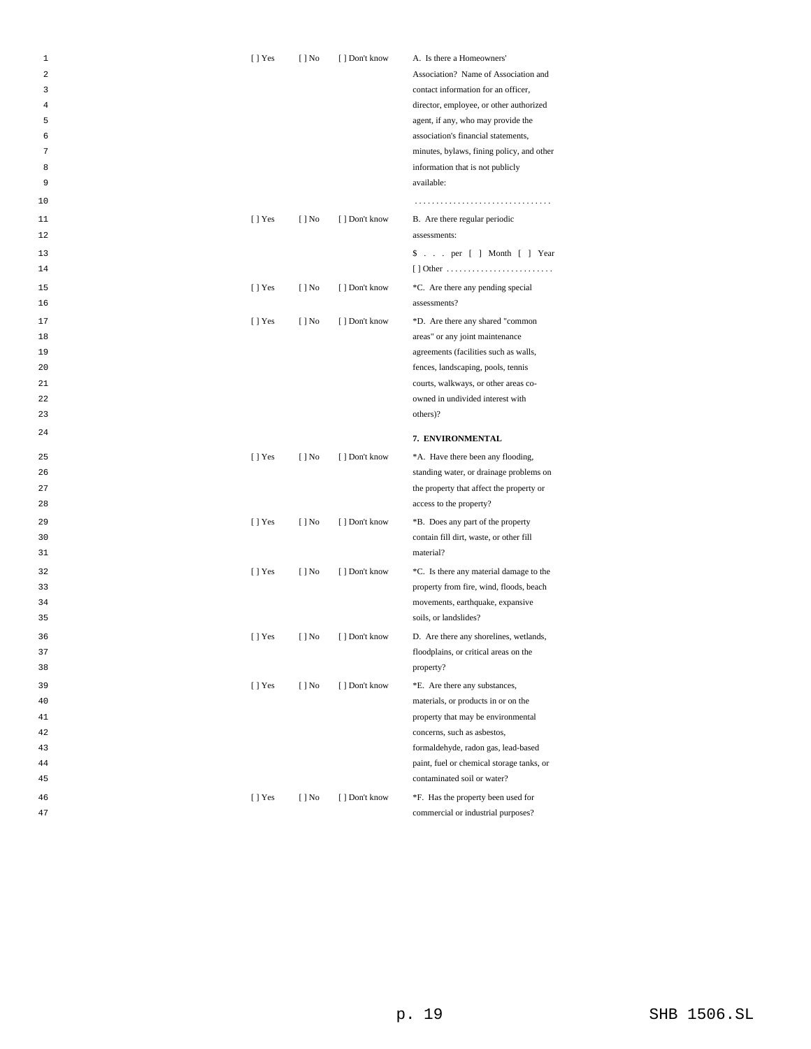| | | | |
|---|---|---|---|
| [ ] Yes | [ ] No | [ ] Don't know | A. Is there a Homeowners' Association? Name of Association and contact information for an officer, director, employee, or other authorized agent, if any, who may provide the association's financial statements, minutes, bylaws, fining policy, and other information that is not publicly available: |
| | | | ................................ |
| [ ] Yes | [ ] No | [ ] Don't know | B. Are there regular periodic assessments: |
| | | | $ . . . per [ ] Month [ ] Year [ ] Other ......................... |
| [ ] Yes | [ ] No | [ ] Don't know | *C. Are there any pending special assessments? |
| [ ] Yes | [ ] No | [ ] Don't know | *D. Are there any shared "common areas" or any joint maintenance agreements (facilities such as walls, fences, landscaping, pools, tennis courts, walkways, or other areas co-owned in undivided interest with others)? |
| | | | **7. ENVIRONMENTAL** |
| [ ] Yes | [ ] No | [ ] Don't know | *A. Have there been any flooding, standing water, or drainage problems on the property that affect the property or access to the property? |
| [ ] Yes | [ ] No | [ ] Don't know | *B. Does any part of the property contain fill dirt, waste, or other fill material? |
| [ ] Yes | [ ] No | [ ] Don't know | *C. Is there any material damage to the property from fire, wind, floods, beach movements, earthquake, expansive soils, or landslides? |
| [ ] Yes | [ ] No | [ ] Don't know | D. Are there any shorelines, wetlands, floodplains, or critical areas on the property? |
| [ ] Yes | [ ] No | [ ] Don't know | *E. Are there any substances, materials, or products in or on the property that may be environmental concerns, such as asbestos, formaldehyde, radon gas, lead-based paint, fuel or chemical storage tanks, or contaminated soil or water? |
| [ ] Yes | [ ] No | [ ] Don't know | *F. Has the property been used for commercial or industrial purposes? |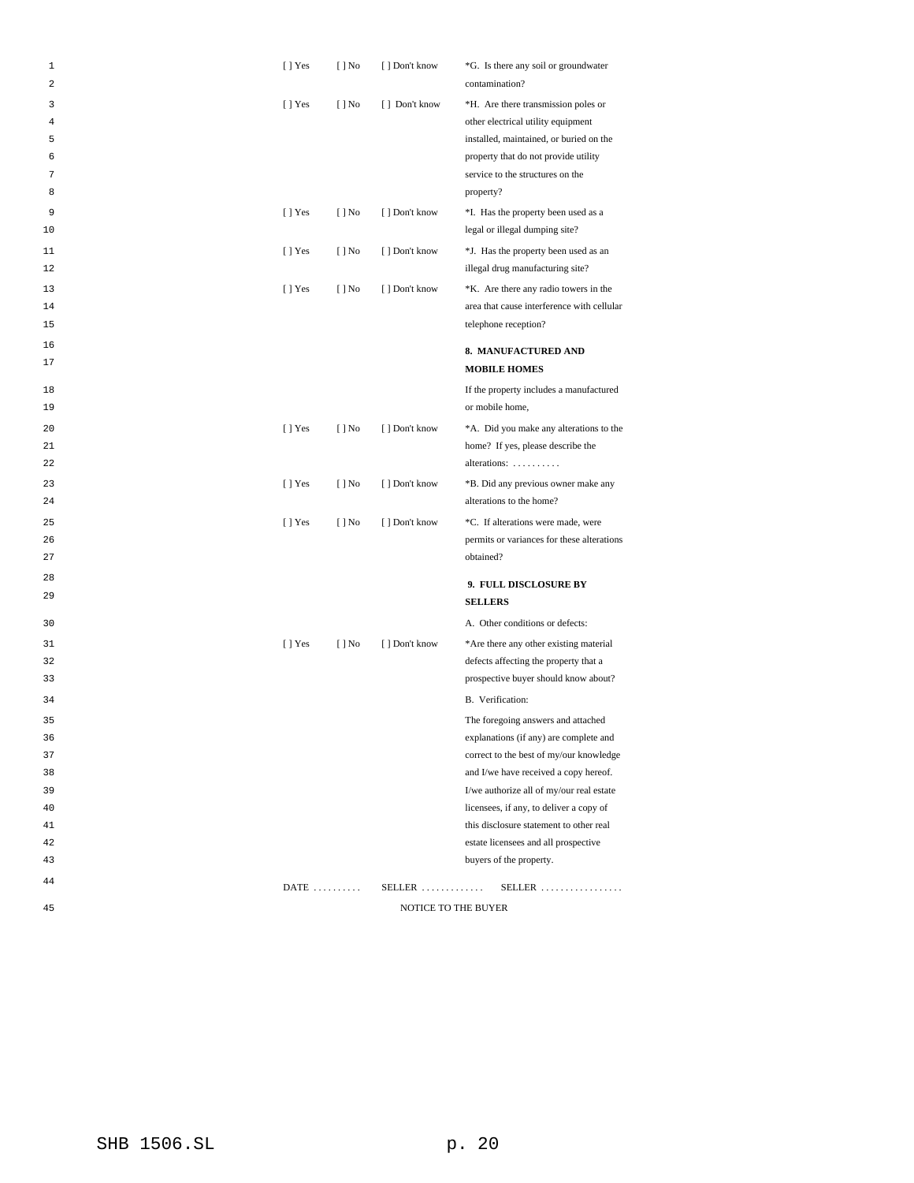| | | | |
|---|---|---|---|
| [ ] Yes | [ ] No | [ ] Don't know | *G. Is there any soil or groundwater contamination? |
| [ ] Yes | [ ] No | [ ] Don't know | *H. Are there transmission poles or other electrical utility equipment installed, maintained, or buried on the property that do not provide utility service to the structures on the property? |
| [ ] Yes | [ ] No | [ ] Don't know | *I. Has the property been used as a legal or illegal dumping site? |
| [ ] Yes | [ ] No | [ ] Don't know | *J. Has the property been used as an illegal drug manufacturing site? |
| [ ] Yes | [ ] No | [ ] Don't know | *K. Are there any radio towers in the area that cause interference with cellular telephone reception? |
| | | | **8. MANUFACTURED AND MOBILE HOMES** |
| | | | If the property includes a manufactured or mobile home, |
| [ ] Yes | [ ] No | [ ] Don't know | *A. Did you make any alterations to the home? If yes, please describe the alterations: . . . . . . . . . . |
| [ ] Yes | [ ] No | [ ] Don't know | *B. Did any previous owner make any alterations to the home? |
| [ ] Yes | [ ] No | [ ] Don't know | *C. If alterations were made, were permits or variances for these alterations obtained? |
| | | | **9. FULL DISCLOSURE BY SELLERS** |
| | | | A. Other conditions or defects: |
| [ ] Yes | [ ] No | [ ] Don't know | *Are there any other existing material defects affecting the property that a prospective buyer should know about? |
| | | | B. Verification: |
| | | | The foregoing answers and attached explanations (if any) are complete and correct to the best of my/our knowledge and I/we have received a copy hereof. I/we authorize all of my/our real estate licensees, if any, to deliver a copy of this disclosure statement to other real estate licensees and all prospective buyers of the property. |

DATE . . . . . . . . . .  SELLER . . . . . . . . . . . . .  SELLER . . . . . . . . . . . . . . . . .

NOTICE TO THE BUYER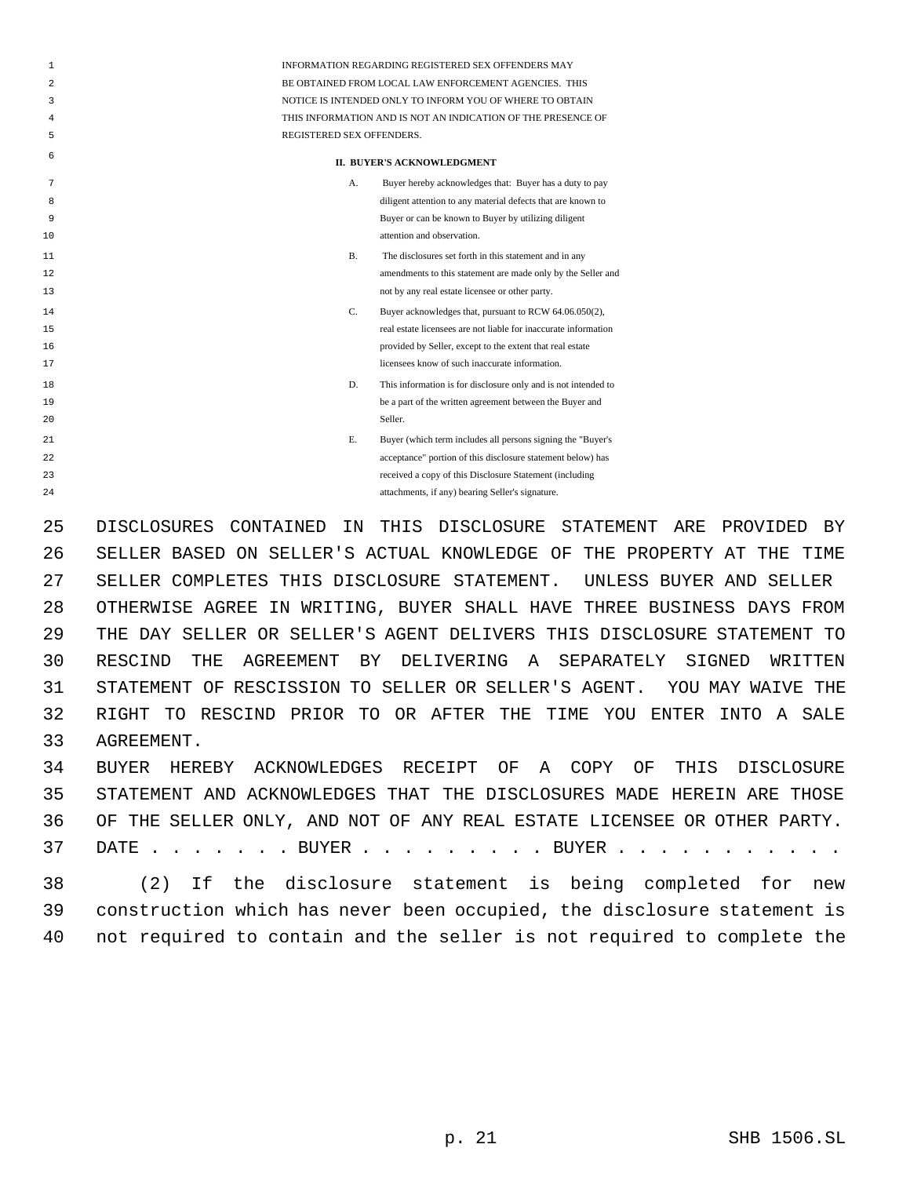INFORMATION REGARDING REGISTERED SEX OFFENDERS MAY BE OBTAINED FROM LOCAL LAW ENFORCEMENT AGENCIES. THIS NOTICE IS INTENDED ONLY TO INFORM YOU OF WHERE TO OBTAIN THIS INFORMATION AND IS NOT AN INDICATION OF THE PRESENCE OF REGISTERED SEX OFFENDERS.

**II. BUYER'S ACKNOWLEDGMENT**

A. Buyer hereby acknowledges that: Buyer has a duty to pay diligent attention to any material defects that are known to Buyer or can be known to Buyer by utilizing diligent attention and observation.

B. The disclosures set forth in this statement and in any amendments to this statement are made only by the Seller and not by any real estate licensee or other party.

C. Buyer acknowledges that, pursuant to RCW 64.06.050(2), real estate licensees are not liable for inaccurate information provided by Seller, except to the extent that real estate licensees know of such inaccurate information.

D. This information is for disclosure only and is not intended to be a part of the written agreement between the Buyer and Seller.

E. Buyer (which term includes all persons signing the "Buyer's acceptance" portion of this disclosure statement below) has received a copy of this Disclosure Statement (including attachments, if any) bearing Seller's signature.

DISCLOSURES CONTAINED IN THIS DISCLOSURE STATEMENT ARE PROVIDED BY SELLER BASED ON SELLER'S ACTUAL KNOWLEDGE OF THE PROPERTY AT THE TIME SELLER COMPLETES THIS DISCLOSURE STATEMENT. UNLESS BUYER AND SELLER OTHERWISE AGREE IN WRITING, BUYER SHALL HAVE THREE BUSINESS DAYS FROM THE DAY SELLER OR SELLER'S AGENT DELIVERS THIS DISCLOSURE STATEMENT TO RESCIND THE AGREEMENT BY DELIVERING A SEPARATELY SIGNED WRITTEN STATEMENT OF RESCISSION TO SELLER OR SELLER'S AGENT. YOU MAY WAIVE THE RIGHT TO RESCIND PRIOR TO OR AFTER THE TIME YOU ENTER INTO A SALE AGREEMENT.

BUYER HEREBY ACKNOWLEDGES RECEIPT OF A COPY OF THIS DISCLOSURE STATEMENT AND ACKNOWLEDGES THAT THE DISCLOSURES MADE HEREIN ARE THOSE OF THE SELLER ONLY, AND NOT OF ANY REAL ESTATE LICENSEE OR OTHER PARTY.

DATE . . . . . . . BUYER . . . . . . . . . BUYER . . . . . . . . . . .

(2) If the disclosure statement is being completed for new construction which has never been occupied, the disclosure statement is not required to contain and the seller is not required to complete the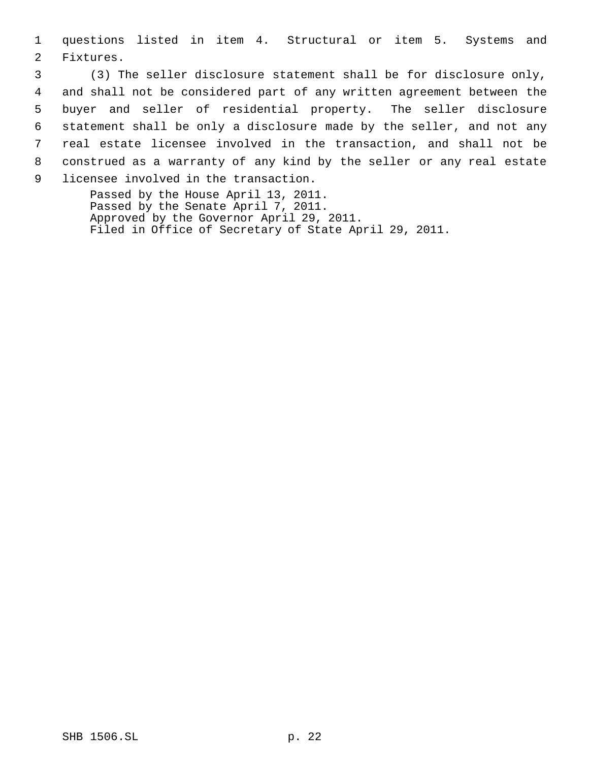questions listed in item 4. Structural or item 5. Systems and Fixtures.

(3) The seller disclosure statement shall be for disclosure only, and shall not be considered part of any written agreement between the buyer and seller of residential property. The seller disclosure statement shall be only a disclosure made by the seller, and not any real estate licensee involved in the transaction, and shall not be construed as a warranty of any kind by the seller or any real estate licensee involved in the transaction.

Passed by the House April 13, 2011.
Passed by the Senate April 7, 2011.
Approved by the Governor April 29, 2011.
Filed in Office of Secretary of State April 29, 2011.